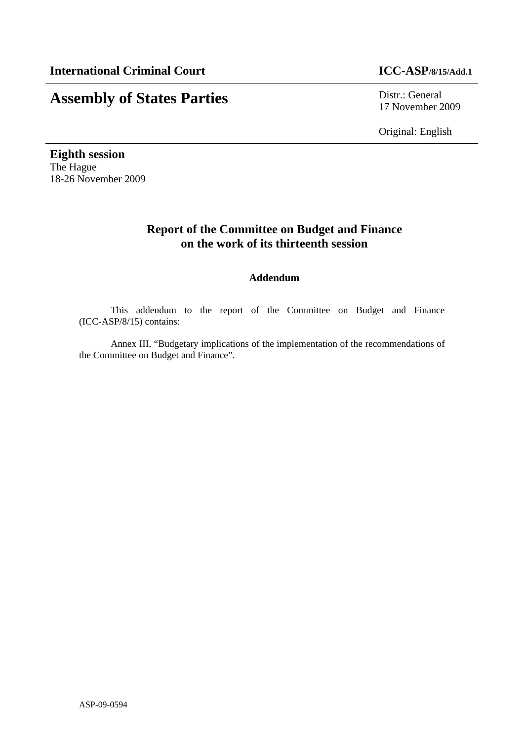**International Criminal Court** **ICC-ASP/8/15/Add.1**

# Assembly of States Parties

Distr.: General
17 November 2009

Original: English

**Eighth session**
The Hague
18-26 November 2009

## Report of the Committee on Budget and Finance on the work of its thirteenth session

### Addendum

This addendum to the report of the Committee on Budget and Finance (ICC-ASP/8/15) contains:

Annex III, "Budgetary implications of the implementation of the recommendations of the Committee on Budget and Finance".

ASP-09-0594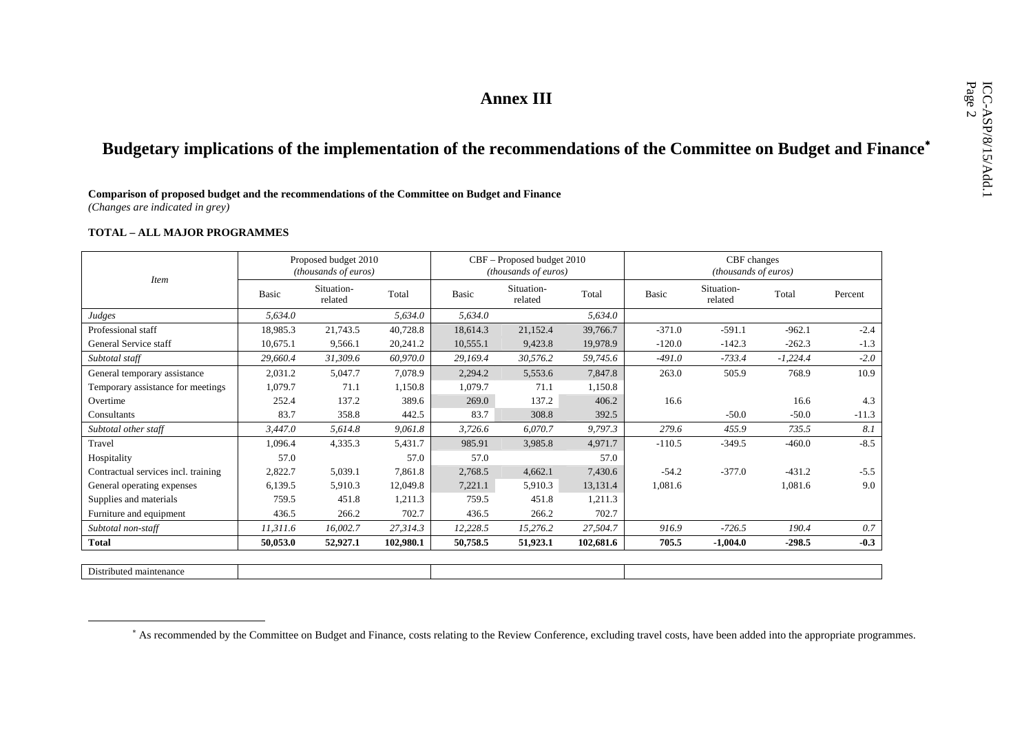# Annex III

## Budgetary implications of the implementation of the recommendations of the Committee on Budget and Finance*

**Comparison of proposed budget and the recommendations of the Committee on Budget and Finance**
*(Changes are indicated in grey)*

**TOTAL – ALL MAJOR PROGRAMMES**

| *Item* | Proposed budget 2010 *(thousands of euros)* | | | CBF – Proposed budget 2010 *(thousands of euros)* | | | CBF changes *(thousands of euros)* | | | |
|---|---|---|---|---|---|---|---|---|---|---|
| | Basic | Situation-related | Total | Basic | Situation-related | Total | Basic | Situation-related | Total | Percent |
| *Judges* | *5,634.0* | | *5,634.0* | *5,634.0* | | *5,634.0* | | | | |
| Professional staff | 18,985.3 | 21,743.5 | 40,728.8 | 18,614.3 | 21,152.4 | 39,766.7 | -371.0 | -591.1 | -962.1 | -2.4 |
| General Service staff | 10,675.1 | 9,566.1 | 20,241.2 | 10,555.1 | 9,423.8 | 19,978.9 | -120.0 | -142.3 | -262.3 | -1.3 |
| *Subtotal staff* | *29,660.4* | *31,309.6* | *60,970.0* | *29,169.4* | *30,576.2* | *59,745.6* | *-491.0* | *-733.4* | *-1,224.4* | *-2.0* |
| General temporary assistance | 2,031.2 | 5,047.7 | 7,078.9 | 2,294.2 | 5,553.6 | 7,847.8 | 263.0 | 505.9 | 768.9 | 10.9 |
| Temporary assistance for meetings | 1,079.7 | 71.1 | 1,150.8 | 1,079.7 | 71.1 | 1,150.8 | | | | |
| Overtime | 252.4 | 137.2 | 389.6 | 269.0 | 137.2 | 406.2 | 16.6 | | 16.6 | 4.3 |
| Consultants | 83.7 | 358.8 | 442.5 | 83.7 | 308.8 | 392.5 | | -50.0 | -50.0 | -11.3 |
| *Subtotal other staff* | *3,447.0* | *5,614.8* | *9,061.8* | *3,726.6* | *6,070.7* | *9,797.3* | *279.6* | *455.9* | *735.5* | *8.1* |
| Travel | 1,096.4 | 4,335.3 | 5,431.7 | 985.91 | 3,985.8 | 4,971.7 | -110.5 | -349.5 | -460.0 | -8.5 |
| Hospitality | 57.0 | | 57.0 | 57.0 | | 57.0 | | | | |
| Contractual services incl. training | 2,822.7 | 5,039.1 | 7,861.8 | 2,768.5 | 4,662.1 | 7,430.6 | -54.2 | -377.0 | -431.2 | -5.5 |
| General operating expenses | 6,139.5 | 5,910.3 | 12,049.8 | 7,221.1 | 5,910.3 | 13,131.4 | 1,081.6 | | 1,081.6 | 9.0 |
| Supplies and materials | 759.5 | 451.8 | 1,211.3 | 759.5 | 451.8 | 1,211.3 | | | | |
| Furniture and equipment | 436.5 | 266.2 | 702.7 | 436.5 | 266.2 | 702.7 | | | | |
| *Subtotal non-staff* | *11,311.6* | *16,002.7* | *27,314.3* | *12,228.5* | *15,276.2* | *27,504.7* | *916.9* | *-726.5* | *190.4* | *0.7* |
| **Total** | **50,053.0** | **52,927.1** | **102,980.1** | **50,758.5** | **51,923.1** | **102,681.6** | **705.5** | **-1,004.0** | **-298.5** | **-0.3** |

| Distributed maintenance | | | |
|---|---|---|---|

* As recommended by the Committee on Budget and Finance, costs relating to the Review Conference, excluding travel costs, have been added into the appropriate programmes.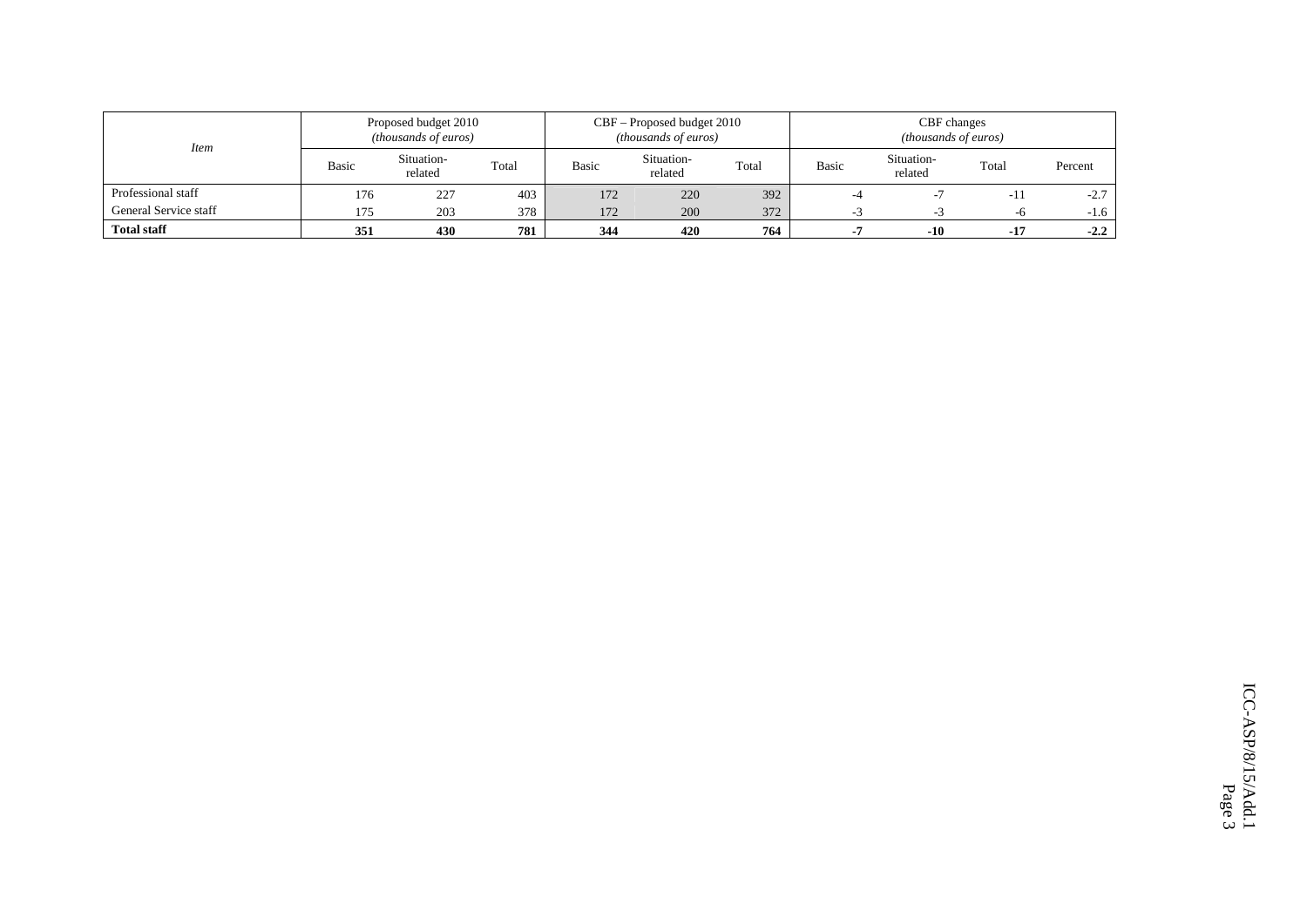| *Item* | Proposed budget 2010 *(thousands of euros)* | | | CBF – Proposed budget 2010 *(thousands of euros)* | | | CBF changes *(thousands of euros)* | | | |
|---|---|---|---|---|---|---|---|---|---|---|
| | Basic | Situation-related | Total | Basic | Situation-related | Total | Basic | Situation-related | Total | Percent |
| Professional staff | 176 | 227 | 403 | 172 | 220 | 392 | -4 | -7 | -11 | -2.7 |
| General Service staff | 175 | 203 | 378 | 172 | 200 | 372 | -3 | -3 | -6 | -1.6 |
| **Total staff** | **351** | **430** | **781** | **344** | **420** | **764** | **-7** | **-10** | **-17** | **-2.2** |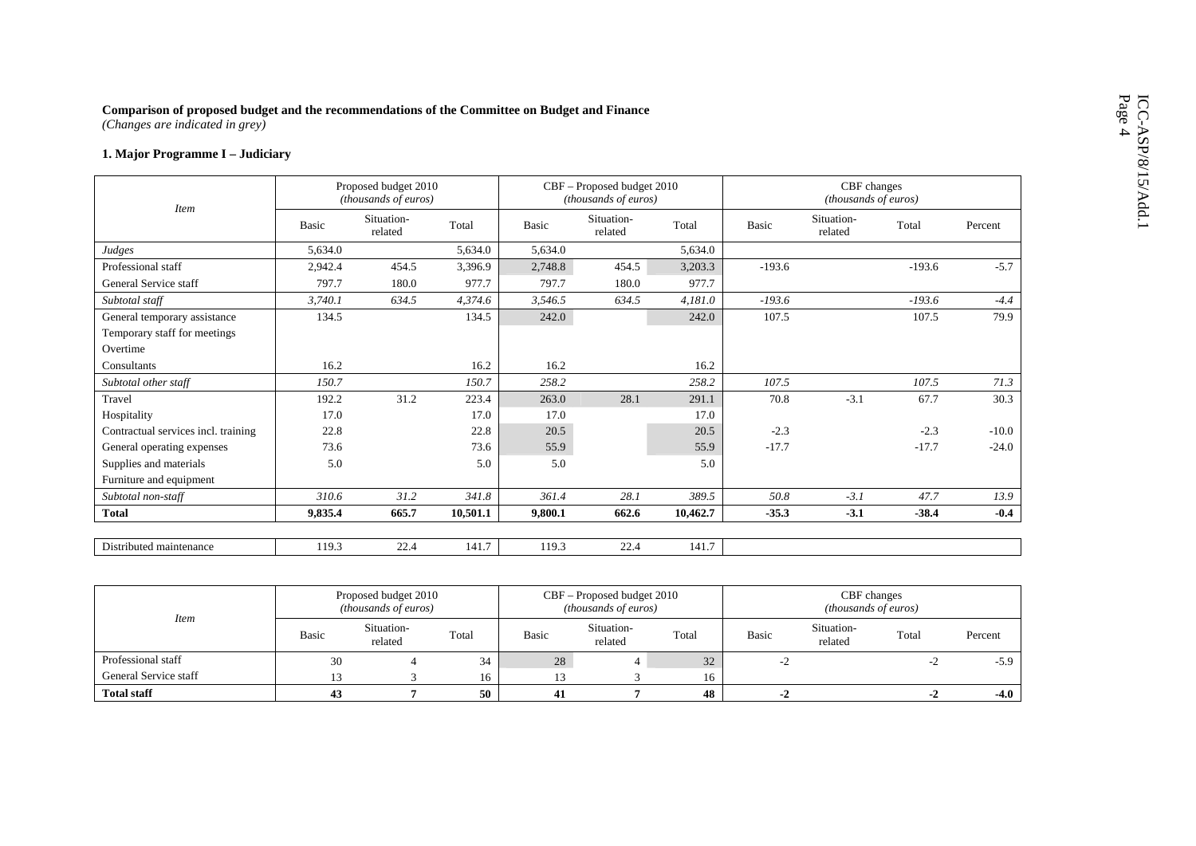**Comparison of proposed budget and the recommendations of the Committee on Budget and Finance**
*(Changes are indicated in grey)*

### 1. Major Programme I – Judiciary

| *Item* | Proposed budget 2010 *(thousands of euros)* | | | CBF – Proposed budget 2010 *(thousands of euros)* | | | CBF changes *(thousands of euros)* | | | |
|---|---|---|---|---|---|---|---|---|---|---|
| | Basic | Situation-related | Total | Basic | Situation-related | Total | Basic | Situation-related | Total | Percent |
| *Judges* | 5,634.0 | | 5,634.0 | 5,634.0 | | 5,634.0 | | | | |
| Professional staff | 2,942.4 | 454.5 | 3,396.9 | 2,748.8 | 454.5 | 3,203.3 | -193.6 | | -193.6 | -5.7 |
| General Service staff | 797.7 | 180.0 | 977.7 | 797.7 | 180.0 | 977.7 | | | | |
| *Subtotal staff* | *3,740.1* | *634.5* | *4,374.6* | *3,546.5* | *634.5* | *4,181.0* | *-193.6* | | *-193.6* | *-4.4* |
| General temporary assistance | 134.5 | | 134.5 | 242.0 | | 242.0 | 107.5 | | 107.5 | 79.9 |
| Temporary staff for meetings | | | | | | | | | | |
| Overtime | | | | | | | | | | |
| Consultants | 16.2 | | 16.2 | 16.2 | | 16.2 | | | | |
| *Subtotal other staff* | *150.7* | | *150.7* | *258.2* | | *258.2* | *107.5* | | *107.5* | *71.3* |
| Travel | 192.2 | 31.2 | 223.4 | 263.0 | 28.1 | 291.1 | 70.8 | -3.1 | 67.7 | 30.3 |
| Hospitality | 17.0 | | 17.0 | 17.0 | | 17.0 | | | | |
| Contractual services incl. training | 22.8 | | 22.8 | 20.5 | | 20.5 | -2.3 | | -2.3 | -10.0 |
| General operating expenses | 73.6 | | 73.6 | 55.9 | | 55.9 | -17.7 | | -17.7 | -24.0 |
| Supplies and materials | 5.0 | | 5.0 | 5.0 | | 5.0 | | | | |
| Furniture and equipment | | | | | | | | | | |
| *Subtotal non-staff* | *310.6* | *31.2* | *341.8* | *361.4* | *28.1* | *389.5* | *50.8* | *-3.1* | *47.7* | *13.9* |
| **Total** | **9,835.4** | **665.7** | **10,501.1** | **9,800.1** | **662.6** | **10,462.7** | **-35.3** | **-3.1** | **-38.4** | **-0.4** |
| | | | | | | | | | | |
| Distributed maintenance | 119.3 | 22.4 | 141.7 | 119.3 | 22.4 | 141.7 | | | | |

| *Item* | Proposed budget 2010 *(thousands of euros)* | | | CBF – Proposed budget 2010 *(thousands of euros)* | | | CBF changes *(thousands of euros)* | | | |
|---|---|---|---|---|---|---|---|---|---|---|
| | Basic | Situation-related | Total | Basic | Situation-related | Total | Basic | Situation-related | Total | Percent |
| Professional staff | 30 | 4 | 34 | 28 | 4 | 32 | -2 | | -2 | -5.9 |
| General Service staff | 13 | 3 | 16 | 13 | 3 | 16 | | | | |
| **Total staff** | **43** | **7** | **50** | **41** | **7** | **48** | **-2** | | **-2** | **-4.0** |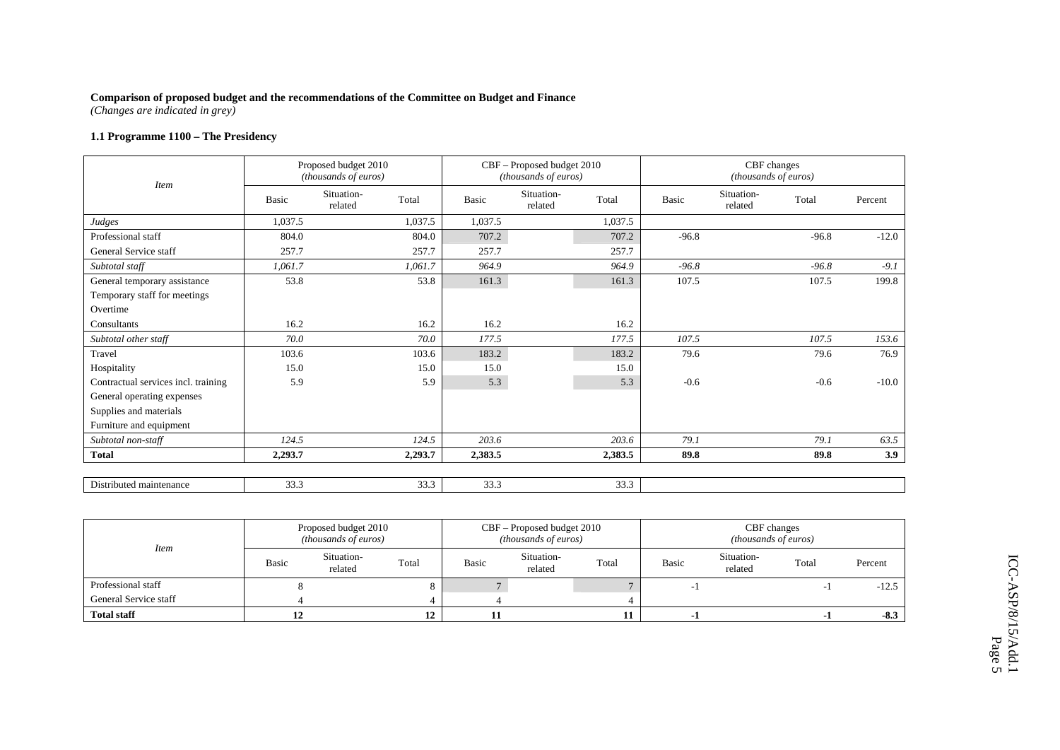**Comparison of proposed budget and the recommendations of the Committee on Budget and Finance**
*(Changes are indicated in grey)*

### 1.1 Programme 1100 – The Presidency

| *Item* | Proposed budget 2010 *(thousands of euros)* | | | CBF – Proposed budget 2010 *(thousands of euros)* | | | CBF changes *(thousands of euros)* | | | |
|---|---|---|---|---|---|---|---|---|---|---|
| | Basic | Situation-related | Total | Basic | Situation-related | Total | Basic | Situation-related | Total | Percent |
| *Judges* | 1,037.5 | | 1,037.5 | 1,037.5 | | 1,037.5 | | | | |
| Professional staff | 804.0 | | 804.0 | 707.2 | | 707.2 | -96.8 | | -96.8 | -12.0 |
| General Service staff | 257.7 | | 257.7 | 257.7 | | 257.7 | | | | |
| *Subtotal staff* | *1,061.7* | | *1,061.7* | *964.9* | | *964.9* | *-96.8* | | *-96.8* | *-9.1* |
| General temporary assistance | 53.8 | | 53.8 | 161.3 | | 161.3 | 107.5 | | 107.5 | 199.8 |
| Temporary staff for meetings | | | | | | | | | | |
| Overtime | | | | | | | | | | |
| Consultants | 16.2 | | 16.2 | 16.2 | | 16.2 | | | | |
| *Subtotal other staff* | *70.0* | | *70.0* | *177.5* | | *177.5* | *107.5* | | *107.5* | *153.6* |
| Travel | 103.6 | | 103.6 | 183.2 | | 183.2 | 79.6 | | 79.6 | 76.9 |
| Hospitality | 15.0 | | 15.0 | 15.0 | | 15.0 | | | | |
| Contractual services incl. training | 5.9 | | 5.9 | 5.3 | | 5.3 | -0.6 | | -0.6 | -10.0 |
| General operating expenses | | | | | | | | | | |
| Supplies and materials | | | | | | | | | | |
| Furniture and equipment | | | | | | | | | | |
| *Subtotal non-staff* | *124.5* | | *124.5* | *203.6* | | *203.6* | *79.1* | | *79.1* | *63.5* |
| **Total** | **2,293.7** | | **2,293.7** | **2,383.5** | | **2,383.5** | **89.8** | | **89.8** | **3.9** |
| | | | | | | | | | | |
| Distributed maintenance | 33.3 | | 33.3 | 33.3 | | 33.3 | | | | |

| *Item* | Proposed budget 2010 *(thousands of euros)* | | | CBF – Proposed budget 2010 *(thousands of euros)* | | | CBF changes *(thousands of euros)* | | | |
|---|---|---|---|---|---|---|---|---|---|---|
| | Basic | Situation-related | Total | Basic | Situation-related | Total | Basic | Situation-related | Total | Percent |
| Professional staff | 8 | | 8 | 7 | | 7 | -1 | | -1 | -12.5 |
| General Service staff | 4 | | 4 | 4 | | 4 | | | | |
| **Total staff** | **12** | | **12** | **11** | | **11** | **-1** | | **-1** | **-8.3** |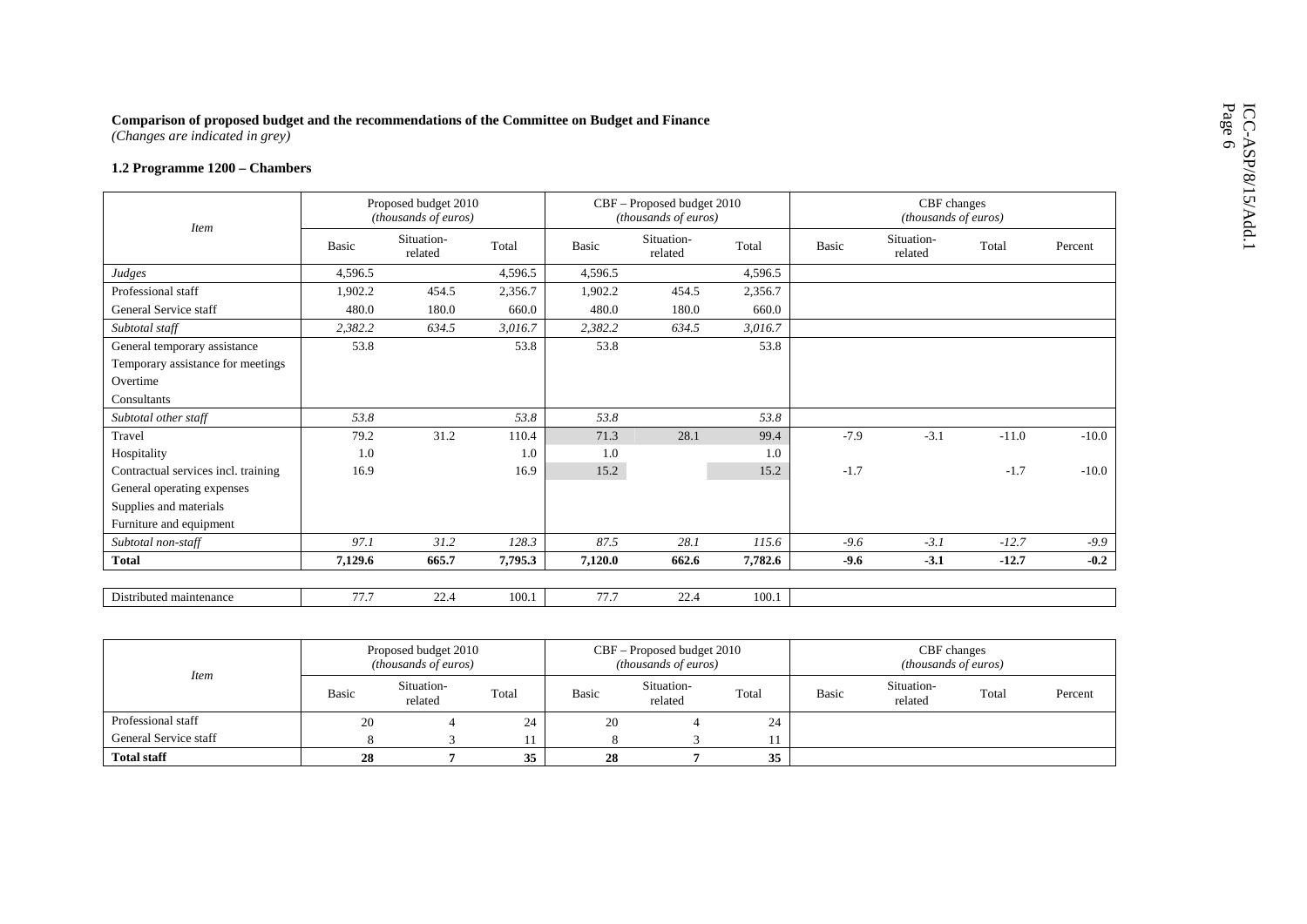**Comparison of proposed budget and the recommendations of the Committee on Budget and Finance**
*(Changes are indicated in grey)*

**1.2 Programme 1200 – Chambers**

| *Item* | Proposed budget 2010 *(thousands of euros)* | | | CBF – Proposed budget 2010 *(thousands of euros)* | | | CBF changes *(thousands of euros)* | | | |
|---|---|---|---|---|---|---|---|---|---|---|
| | Basic | Situation-related | Total | Basic | Situation-related | Total | Basic | Situation-related | Total | Percent |
| *Judges* | 4,596.5 | | 4,596.5 | 4,596.5 | | 4,596.5 | | | | |
| Professional staff | 1,902.2 | 454.5 | 2,356.7 | 1,902.2 | 454.5 | 2,356.7 | | | | |
| General Service staff | 480.0 | 180.0 | 660.0 | 480.0 | 180.0 | 660.0 | | | | |
| *Subtotal staff* | *2,382.2* | *634.5* | *3,016.7* | *2,382.2* | *634.5* | *3,016.7* | | | | |
| General temporary assistance | 53.8 | | 53.8 | 53.8 | | 53.8 | | | | |
| Temporary assistance for meetings | | | | | | | | | | |
| Overtime | | | | | | | | | | |
| Consultants | | | | | | | | | | |
| *Subtotal other staff* | *53.8* | | *53.8* | *53.8* | | *53.8* | | | | |
| Travel | 79.2 | 31.2 | 110.4 | 71.3 | 28.1 | 99.4 | -7.9 | -3.1 | -11.0 | -10.0 |
| Hospitality | 1.0 | | 1.0 | 1.0 | | 1.0 | | | | |
| Contractual services incl. training | 16.9 | | 16.9 | 15.2 | | 15.2 | -1.7 | | -1.7 | -10.0 |
| General operating expenses | | | | | | | | | | |
| Supplies and materials | | | | | | | | | | |
| Furniture and equipment | | | | | | | | | | |
| *Subtotal non-staff* | *97.1* | *31.2* | *128.3* | *87.5* | *28.1* | *115.6* | *-9.6* | *-3.1* | *-12.7* | *-9.9* |
| **Total** | **7,129.6** | **665.7** | **7,795.3** | **7,120.0** | **662.6** | **7,782.6** | **-9.6** | **-3.1** | **-12.7** | **-0.2** |
| | | | | | | | | | | |
| Distributed maintenance | 77.7 | 22.4 | 100.1 | 77.7 | 22.4 | 100.1 | | | | |

| *Item* | Proposed budget 2010 *(thousands of euros)* | | | CBF – Proposed budget 2010 *(thousands of euros)* | | | CBF changes *(thousands of euros)* | | | |
|---|---|---|---|---|---|---|---|---|---|---|
| | Basic | Situation-related | Total | Basic | Situation-related | Total | Basic | Situation-related | Total | Percent |
| Professional staff | 20 | 4 | 24 | 20 | 4 | 24 | | | | |
| General Service staff | 8 | 3 | 11 | 8 | 3 | 11 | | | | |
| **Total staff** | **28** | **7** | **35** | **28** | **7** | **35** | | | | |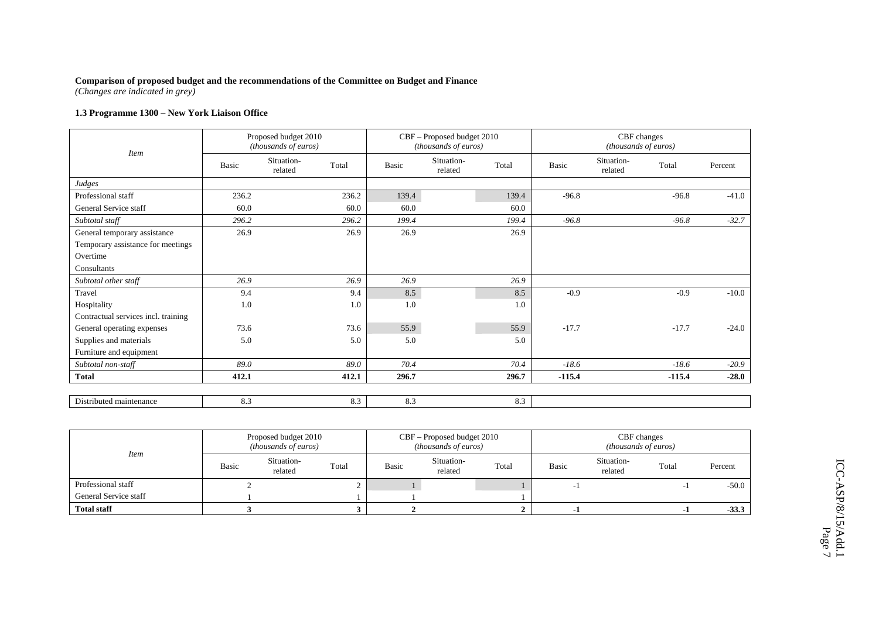**Comparison of proposed budget and the recommendations of the Committee on Budget and Finance**
*(Changes are indicated in grey)*

### 1.3 Programme 1300 – New York Liaison Office

| *Item* | Proposed budget 2010 *(thousands of euros)* | | | CBF – Proposed budget 2010 *(thousands of euros)* | | | CBF changes *(thousands of euros)* | | | |
|---|---|---|---|---|---|---|---|---|---|---|
| | Basic | Situation-related | Total | Basic | Situation-related | Total | Basic | Situation-related | Total | Percent |
| *Judges* | | | | | | | | | | |
| Professional staff | 236.2 | | 236.2 | 139.4 | | 139.4 | -96.8 | | -96.8 | -41.0 |
| General Service staff | 60.0 | | 60.0 | 60.0 | | 60.0 | | | | |
| *Subtotal staff* | *296.2* | | *296.2* | *199.4* | | *199.4* | *-96.8* | | *-96.8* | *-32.7* |
| General temporary assistance | 26.9 | | 26.9 | 26.9 | | 26.9 | | | | |
| Temporary assistance for meetings | | | | | | | | | | |
| Overtime | | | | | | | | | | |
| Consultants | | | | | | | | | | |
| *Subtotal other staff* | *26.9* | | *26.9* | *26.9* | | *26.9* | | | | |
| Travel | 9.4 | | 9.4 | 8.5 | | 8.5 | -0.9 | | -0.9 | -10.0 |
| Hospitality | 1.0 | | 1.0 | 1.0 | | 1.0 | | | | |
| Contractual services incl. training | | | | | | | | | | |
| General operating expenses | 73.6 | | 73.6 | 55.9 | | 55.9 | -17.7 | | -17.7 | -24.0 |
| Supplies and materials | 5.0 | | 5.0 | 5.0 | | 5.0 | | | | |
| Furniture and equipment | | | | | | | | | | |
| *Subtotal non-staff* | *89.0* | | *89.0* | *70.4* | | *70.4* | *-18.6* | | *-18.6* | *-20.9* |
| **Total** | **412.1** | | **412.1** | **296.7** | | **296.7** | **-115.4** | | **-115.4** | **-28.0** |
| Distributed maintenance | 8.3 | | 8.3 | 8.3 | | 8.3 | | | | |

| *Item* | Proposed budget 2010 *(thousands of euros)* | | | CBF – Proposed budget 2010 *(thousands of euros)* | | | CBF changes *(thousands of euros)* | | | |
|---|---|---|---|---|---|---|---|---|---|---|
| | Basic | Situation-related | Total | Basic | Situation-related | Total | Basic | Situation-related | Total | Percent |
| Professional staff | 2 | | 2 | 1 | | 1 | -1 | | -1 | -50.0 |
| General Service staff | 1 | | 1 | 1 | | 1 | | | | |
| **Total staff** | **3** | | **3** | **2** | | **2** | **-1** | | **-1** | **-33.3** |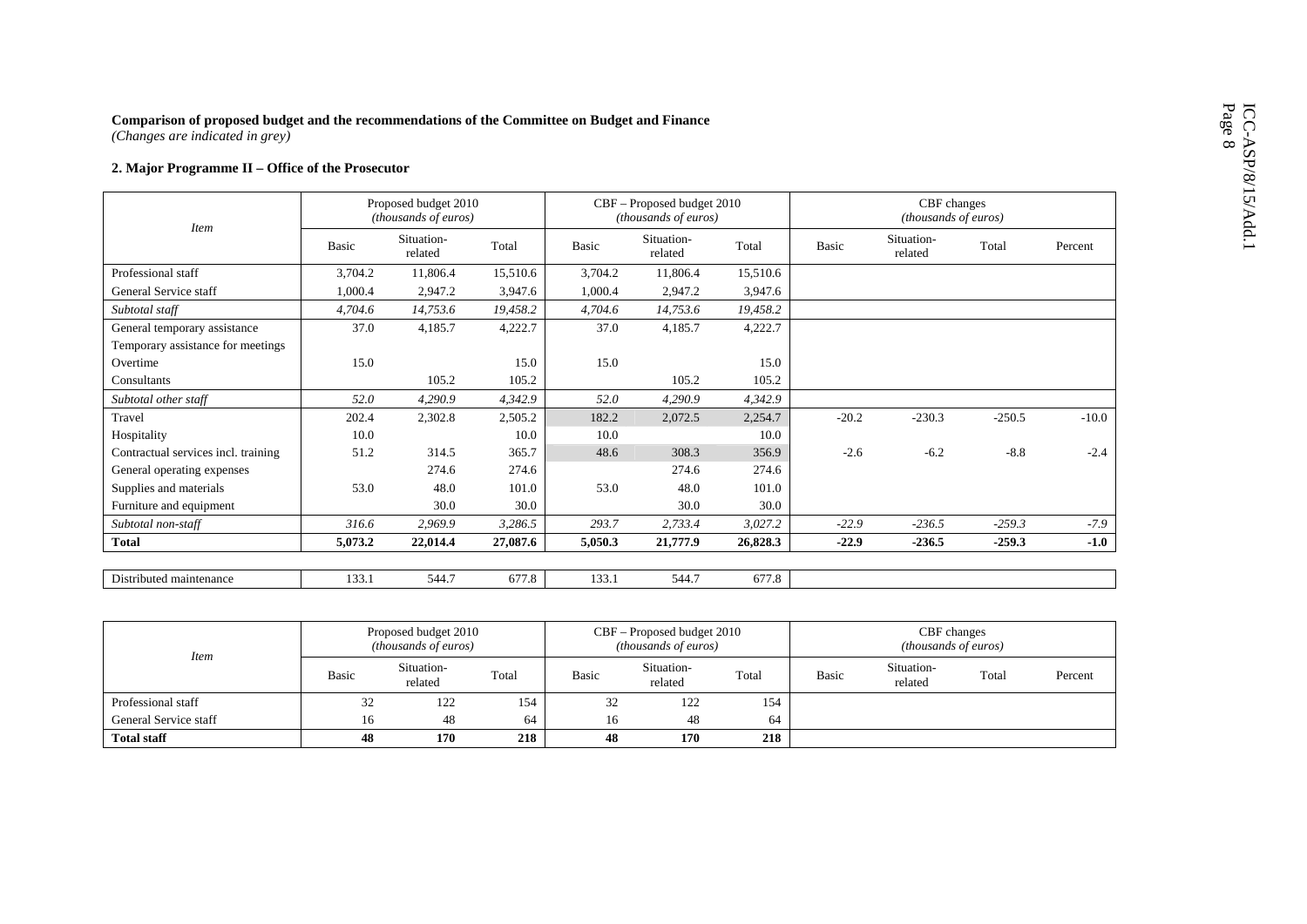**Comparison of proposed budget and the recommendations of the Committee on Budget and Finance**
*(Changes are indicated in grey)*

**2. Major Programme II – Office of the Prosecutor**

| *Item* | Proposed budget 2010 *(thousands of euros)* | | | CBF – Proposed budget 2010 *(thousands of euros)* | | | CBF changes *(thousands of euros)* | | | |
|---|---|---|---|---|---|---|---|---|---|---|
| | Basic | Situation-related | Total | Basic | Situation-related | Total | Basic | Situation-related | Total | Percent |
| Professional staff | 3,704.2 | 11,806.4 | 15,510.6 | 3,704.2 | 11,806.4 | 15,510.6 | | | | |
| General Service staff | 1,000.4 | 2,947.2 | 3,947.6 | 1,000.4 | 2,947.2 | 3,947.6 | | | | |
| *Subtotal staff* | *4,704.6* | *14,753.6* | *19,458.2* | *4,704.6* | *14,753.6* | *19,458.2* | | | | |
| General temporary assistance | 37.0 | 4,185.7 | 4,222.7 | 37.0 | 4,185.7 | 4,222.7 | | | | |
| Temporary assistance for meetings | | | | | | | | | | |
| Overtime | 15.0 | | 15.0 | 15.0 | | 15.0 | | | | |
| Consultants | | 105.2 | 105.2 | | 105.2 | 105.2 | | | | |
| *Subtotal other staff* | *52.0* | *4,290.9* | *4,342.9* | *52.0* | *4,290.9* | *4,342.9* | | | | |
| Travel | 202.4 | 2,302.8 | 2,505.2 | 182.2 | 2,072.5 | 2,254.7 | -20.2 | -230.3 | -250.5 | -10.0 |
| Hospitality | 10.0 | | 10.0 | 10.0 | | 10.0 | | | | |
| Contractual services incl. training | 51.2 | 314.5 | 365.7 | 48.6 | 308.3 | 356.9 | -2.6 | -6.2 | -8.8 | -2.4 |
| General operating expenses | | 274.6 | 274.6 | | 274.6 | 274.6 | | | | |
| Supplies and materials | 53.0 | 48.0 | 101.0 | 53.0 | 48.0 | 101.0 | | | | |
| Furniture and equipment | | 30.0 | 30.0 | | 30.0 | 30.0 | | | | |
| *Subtotal non-staff* | *316.6* | *2,969.9* | *3,286.5* | *293.7* | *2,733.4* | *3,027.2* | *-22.9* | *-236.5* | *-259.3* | *-7.9* |
| **Total** | **5,073.2** | **22,014.4** | **27,087.6** | **5,050.3** | **21,777.9** | **26,828.3** | **-22.9** | **-236.5** | **-259.3** | **-1.0** |
| | | | | | | | | | | |
| Distributed maintenance | 133.1 | 544.7 | 677.8 | 133.1 | 544.7 | 677.8 | | | | |

| *Item* | Proposed budget 2010 *(thousands of euros)* | | | CBF – Proposed budget 2010 *(thousands of euros)* | | | CBF changes *(thousands of euros)* | | | |
|---|---|---|---|---|---|---|---|---|---|---|
| | Basic | Situation-related | Total | Basic | Situation-related | Total | Basic | Situation-related | Total | Percent |
| Professional staff | 32 | 122 | 154 | 32 | 122 | 154 | | | | |
| General Service staff | 16 | 48 | 64 | 16 | 48 | 64 | | | | |
| **Total staff** | **48** | **170** | **218** | **48** | **170** | **218** | | | | |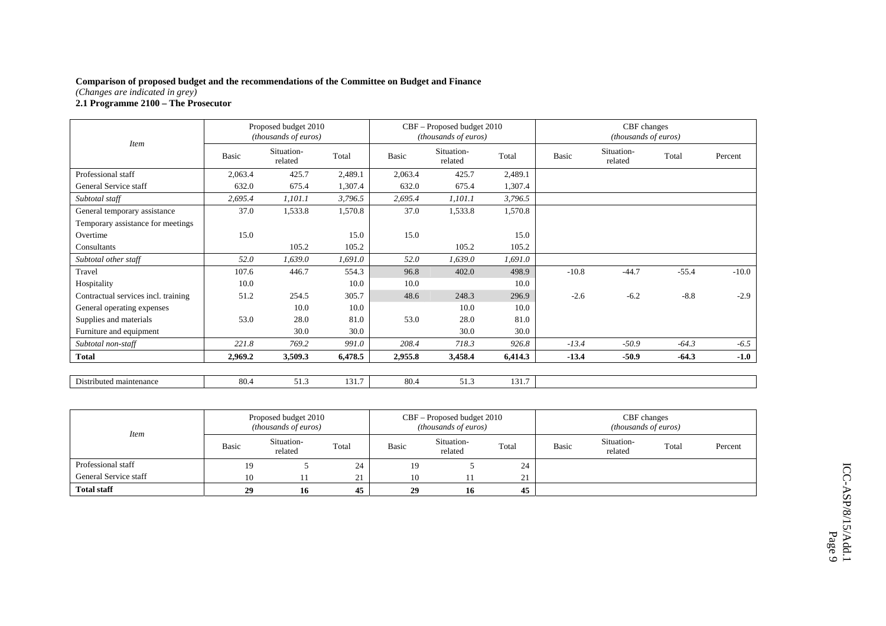**Comparison of proposed budget and the recommendations of the Committee on Budget and Finance**

*(Changes are indicated in grey)*

**2.1 Programme 2100 – The Prosecutor**

| *Item* | Proposed budget 2010 *(thousands of euros)* | | | CBF – Proposed budget 2010 *(thousands of euros)* | | | CBF changes *(thousands of euros)* | | | |
|---|---|---|---|---|---|---|---|---|---|---|
| | Basic | Situation-related | Total | Basic | Situation-related | Total | Basic | Situation-related | Total | Percent |
| Professional staff | 2,063.4 | 425.7 | 2,489.1 | 2,063.4 | 425.7 | 2,489.1 | | | | |
| General Service staff | 632.0 | 675.4 | 1,307.4 | 632.0 | 675.4 | 1,307.4 | | | | |
| *Subtotal staff* | *2,695.4* | *1,101.1* | *3,796.5* | *2,695.4* | *1,101.1* | *3,796.5* | | | | |
| General temporary assistance | 37.0 | 1,533.8 | 1,570.8 | 37.0 | 1,533.8 | 1,570.8 | | | | |
| Temporary assistance for meetings | | | | | | | | | | |
| Overtime | 15.0 | | 15.0 | 15.0 | | 15.0 | | | | |
| Consultants | | 105.2 | 105.2 | | 105.2 | 105.2 | | | | |
| *Subtotal other staff* | *52.0* | *1,639.0* | *1,691.0* | *52.0* | *1,639.0* | *1,691.0* | | | | |
| Travel | 107.6 | 446.7 | 554.3 | 96.8 | 402.0 | 498.9 | -10.8 | -44.7 | -55.4 | -10.0 |
| Hospitality | 10.0 | | 10.0 | 10.0 | | 10.0 | | | | |
| Contractual services incl. training | 51.2 | 254.5 | 305.7 | 48.6 | 248.3 | 296.9 | -2.6 | -6.2 | -8.8 | -2.9 |
| General operating expenses | | 10.0 | 10.0 | | 10.0 | 10.0 | | | | |
| Supplies and materials | 53.0 | 28.0 | 81.0 | 53.0 | 28.0 | 81.0 | | | | |
| Furniture and equipment | | 30.0 | 30.0 | | 30.0 | 30.0 | | | | |
| *Subtotal non-staff* | *221.8* | *769.2* | *991.0* | *208.4* | *718.3* | *926.8* | *-13.4* | *-50.9* | *-64.3* | *-6.5* |
| **Total** | **2,969.2** | **3,509.3** | **6,478.5** | **2,955.8** | **3,458.4** | **6,414.3** | **-13.4** | **-50.9** | **-64.3** | **-1.0** |
| | | | | | | | | | | |
| Distributed maintenance | 80.4 | 51.3 | 131.7 | 80.4 | 51.3 | 131.7 | | | | |

| *Item* | Proposed budget 2010 *(thousands of euros)* | | | CBF – Proposed budget 2010 *(thousands of euros)* | | | CBF changes *(thousands of euros)* | | | |
|---|---|---|---|---|---|---|---|---|---|---|
| | Basic | Situation-related | Total | Basic | Situation-related | Total | Basic | Situation-related | Total | Percent |
| Professional staff | 19 | 5 | 24 | 19 | 5 | 24 | | | | |
| General Service staff | 10 | 11 | 21 | 10 | 11 | 21 | | | | |
| **Total staff** | **29** | **16** | **45** | **29** | **16** | **45** | | | | |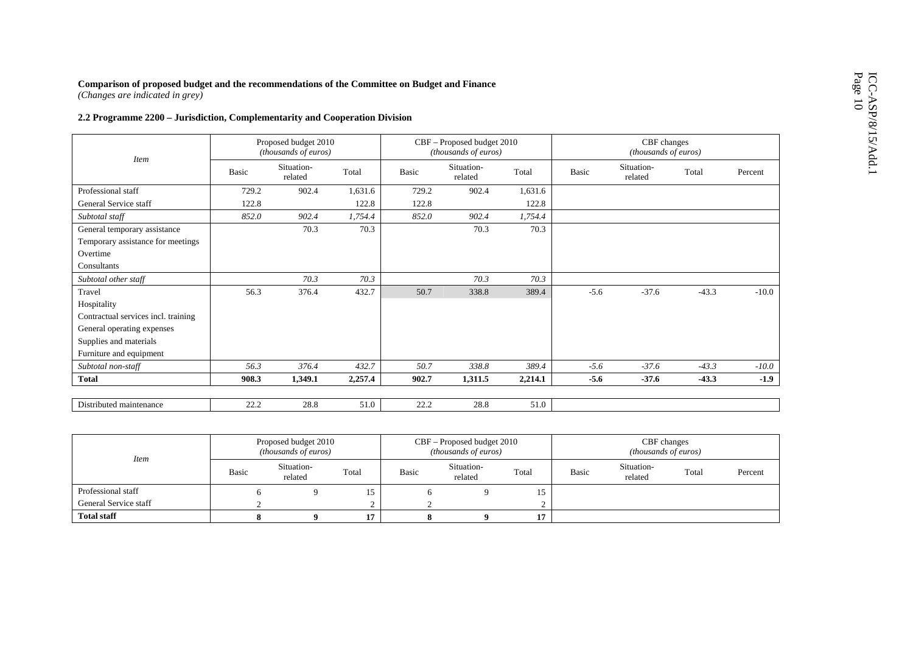**Comparison of proposed budget and the recommendations of the Committee on Budget and Finance**
*(Changes are indicated in grey)*

**2.2 Programme 2200 – Jurisdiction, Complementarity and Cooperation Division**

| *Item* | Proposed budget 2010 *(thousands of euros)* | | | CBF – Proposed budget 2010 *(thousands of euros)* | | | CBF changes *(thousands of euros)* | | | |
|---|---|---|---|---|---|---|---|---|---|---|
| | Basic | Situation-related | Total | Basic | Situation-related | Total | Basic | Situation-related | Total | Percent |
| Professional staff | 729.2 | 902.4 | 1,631.6 | 729.2 | 902.4 | 1,631.6 | | | | |
| General Service staff | 122.8 | | 122.8 | 122.8 | | 122.8 | | | | |
| *Subtotal staff* | *852.0* | *902.4* | *1,754.4* | *852.0* | *902.4* | *1,754.4* | | | | |
| General temporary assistance | | 70.3 | 70.3 | | 70.3 | 70.3 | | | | |
| Temporary assistance for meetings | | | | | | | | | | |
| Overtime | | | | | | | | | | |
| Consultants | | | | | | | | | | |
| *Subtotal other staff* | | *70.3* | *70.3* | | *70.3* | *70.3* | | | | |
| Travel | 56.3 | 376.4 | 432.7 | 50.7 | 338.8 | 389.4 | -5.6 | -37.6 | -43.3 | -10.0 |
| Hospitality | | | | | | | | | | |
| Contractual services incl. training | | | | | | | | | | |
| General operating expenses | | | | | | | | | | |
| Supplies and materials | | | | | | | | | | |
| Furniture and equipment | | | | | | | | | | |
| *Subtotal non-staff* | *56.3* | *376.4* | *432.7* | *50.7* | *338.8* | *389.4* | *-5.6* | *-37.6* | *-43.3* | *-10.0* |
| **Total** | **908.3** | **1,349.1** | **2,257.4** | **902.7** | **1,311.5** | **2,214.1** | **-5.6** | **-37.6** | **-43.3** | **-1.9** |
| | | | | | | | | | | |
| Distributed maintenance | 22.2 | 28.8 | 51.0 | 22.2 | 28.8 | 51.0 | | | | |

| *Item* | Proposed budget 2010 *(thousands of euros)* | | | CBF – Proposed budget 2010 *(thousands of euros)* | | | CBF changes *(thousands of euros)* | | | |
|---|---|---|---|---|---|---|---|---|---|---|
| | Basic | Situation-related | Total | Basic | Situation-related | Total | Basic | Situation-related | Total | Percent |
| Professional staff | 6 | 9 | 15 | 6 | 9 | 15 | | | | |
| General Service staff | 2 | | 2 | 2 | | 2 | | | | |
| **Total staff** | **8** | **9** | **17** | **8** | **9** | **17** | | | | |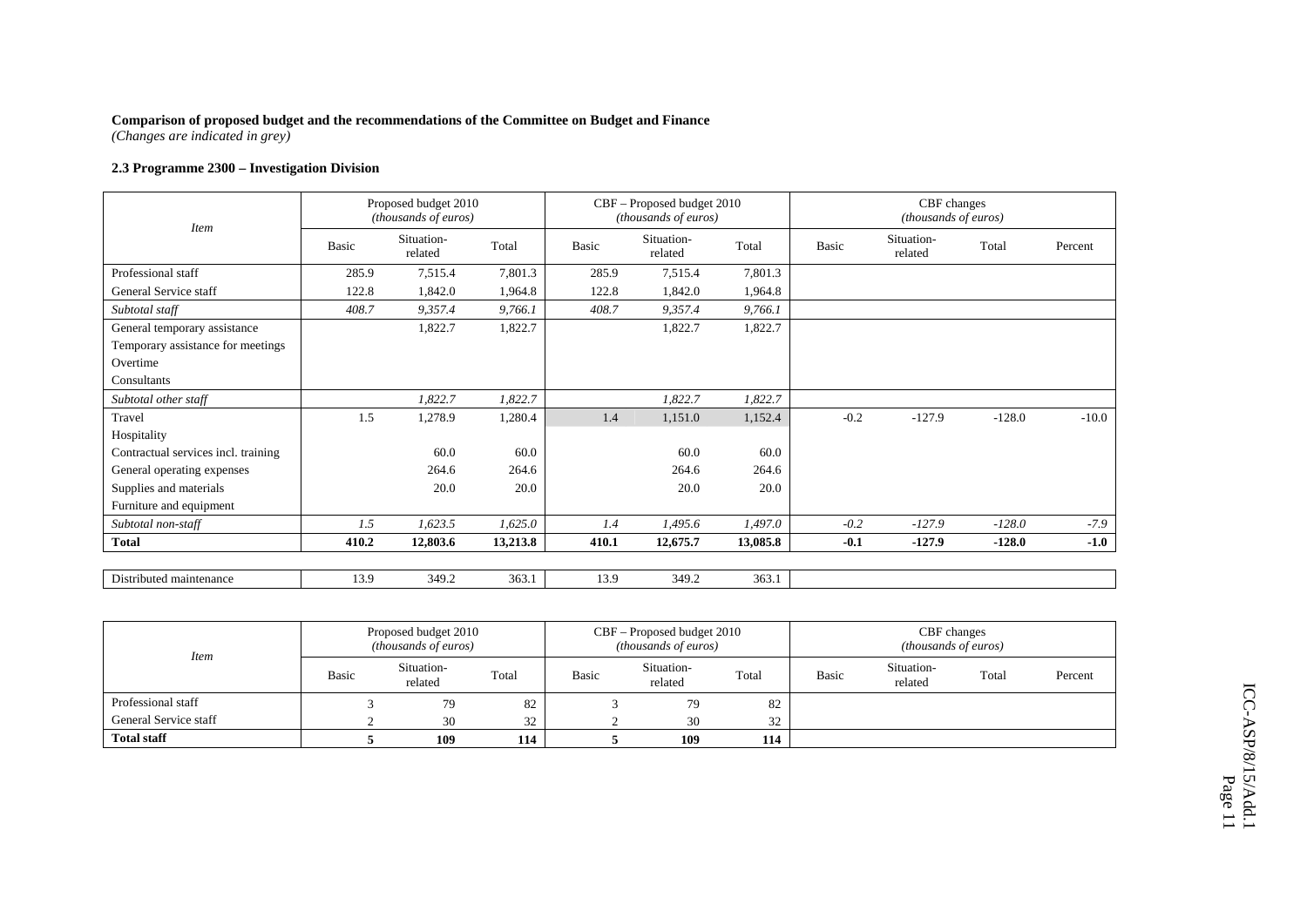**Comparison of proposed budget and the recommendations of the Committee on Budget and Finance**
*(Changes are indicated in grey)*

**2.3 Programme 2300 – Investigation Division**

| Item | Proposed budget 2010 *(thousands of euros)* | | | CBF – Proposed budget 2010 *(thousands of euros)* | | | CBF changes *(thousands of euros)* | | | |
|---|---|---|---|---|---|---|---|---|---|---|
| | Basic | Situation-related | Total | Basic | Situation-related | Total | Basic | Situation-related | Total | Percent |
| Professional staff | 285.9 | 7,515.4 | 7,801.3 | 285.9 | 7,515.4 | 7,801.3 | | | | |
| General Service staff | 122.8 | 1,842.0 | 1,964.8 | 122.8 | 1,842.0 | 1,964.8 | | | | |
| *Subtotal staff* | *408.7* | *9,357.4* | *9,766.1* | *408.7* | *9,357.4* | *9,766.1* | | | | |
| General temporary assistance | | 1,822.7 | 1,822.7 | | 1,822.7 | 1,822.7 | | | | |
| Temporary assistance for meetings | | | | | | | | | | |
| Overtime | | | | | | | | | | |
| Consultants | | | | | | | | | | |
| *Subtotal other staff* | | *1,822.7* | *1,822.7* | | *1,822.7* | *1,822.7* | | | | |
| Travel | 1.5 | 1,278.9 | 1,280.4 | 1.4 | 1,151.0 | 1,152.4 | -0.2 | -127.9 | -128.0 | -10.0 |
| Hospitality | | | | | | | | | | |
| Contractual services incl. training | | 60.0 | 60.0 | | 60.0 | 60.0 | | | | |
| General operating expenses | | 264.6 | 264.6 | | 264.6 | 264.6 | | | | |
| Supplies and materials | | 20.0 | 20.0 | | 20.0 | 20.0 | | | | |
| Furniture and equipment | | | | | | | | | | |
| *Subtotal non-staff* | *1.5* | *1,623.5* | *1,625.0* | *1.4* | *1,495.6* | *1,497.0* | *-0.2* | *-127.9* | *-128.0* | *-7.9* |
| **Total** | **410.2** | **12,803.6** | **13,213.8** | **410.1** | **12,675.7** | **13,085.8** | **-0.1** | **-127.9** | **-128.0** | **-1.0** |
| | | | | | | | | | | |
| Distributed maintenance | 13.9 | 349.2 | 363.1 | 13.9 | 349.2 | 363.1 | | | | |

| Item | Proposed budget 2010 *(thousands of euros)* | | | CBF – Proposed budget 2010 *(thousands of euros)* | | | CBF changes *(thousands of euros)* | | | |
|---|---|---|---|---|---|---|---|---|---|---|
| | Basic | Situation-related | Total | Basic | Situation-related | Total | Basic | Situation-related | Total | Percent |
| Professional staff | 3 | 79 | 82 | 3 | 79 | 82 | | | | |
| General Service staff | 2 | 30 | 32 | 2 | 30 | 32 | | | | |
| **Total staff** | **5** | **109** | **114** | **5** | **109** | **114** | | | | |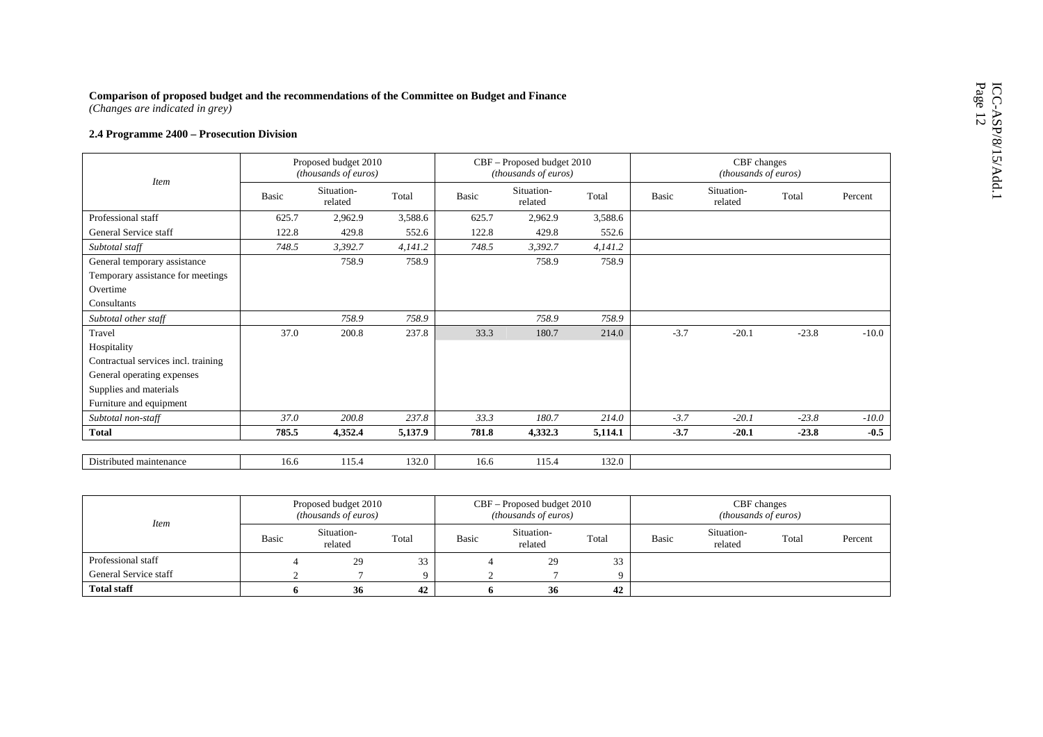**Comparison of proposed budget and the recommendations of the Committee on Budget and Finance**
*(Changes are indicated in grey)*

**2.4 Programme 2400 – Prosecution Division**

| *Item* | Proposed budget 2010 *(thousands of euros)* | | | CBF – Proposed budget 2010 *(thousands of euros)* | | | CBF changes *(thousands of euros)* | | | |
|---|---|---|---|---|---|---|---|---|---|---|
| | Basic | Situation-related | Total | Basic | Situation-related | Total | Basic | Situation-related | Total | Percent |
| Professional staff | 625.7 | 2,962.9 | 3,588.6 | 625.7 | 2,962.9 | 3,588.6 | | | | |
| General Service staff | 122.8 | 429.8 | 552.6 | 122.8 | 429.8 | 552.6 | | | | |
| *Subtotal staff* | *748.5* | *3,392.7* | *4,141.2* | *748.5* | *3,392.7* | *4,141.2* | | | | |
| General temporary assistance | | 758.9 | 758.9 | | 758.9 | 758.9 | | | | |
| Temporary assistance for meetings | | | | | | | | | | |
| Overtime | | | | | | | | | | |
| Consultants | | | | | | | | | | |
| *Subtotal other staff* | | *758.9* | *758.9* | | *758.9* | *758.9* | | | | |
| Travel | 37.0 | 200.8 | 237.8 | 33.3 | 180.7 | 214.0 | -3.7 | -20.1 | -23.8 | -10.0 |
| Hospitality | | | | | | | | | | |
| Contractual services incl. training | | | | | | | | | | |
| General operating expenses | | | | | | | | | | |
| Supplies and materials | | | | | | | | | | |
| Furniture and equipment | | | | | | | | | | |
| *Subtotal non-staff* | *37.0* | *200.8* | *237.8* | *33.3* | *180.7* | *214.0* | *-3.7* | *-20.1* | *-23.8* | *-10.0* |
| **Total** | **785.5** | **4,352.4** | **5,137.9** | **781.8** | **4,332.3** | **5,114.1** | **-3.7** | **-20.1** | **-23.8** | **-0.5** |
| | | | | | | | | | | |
| Distributed maintenance | 16.6 | 115.4 | 132.0 | 16.6 | 115.4 | 132.0 | | | | |

| *Item* | Proposed budget 2010 *(thousands of euros)* | | | CBF – Proposed budget 2010 *(thousands of euros)* | | | CBF changes *(thousands of euros)* | | | |
|---|---|---|---|---|---|---|---|---|---|---|
| | Basic | Situation-related | Total | Basic | Situation-related | Total | Basic | Situation-related | Total | Percent |
| Professional staff | 4 | 29 | 33 | 4 | 29 | 33 | | | | |
| General Service staff | 2 | 7 | 9 | 2 | 7 | 9 | | | | |
| **Total staff** | **6** | **36** | **42** | **6** | **36** | **42** | | | | |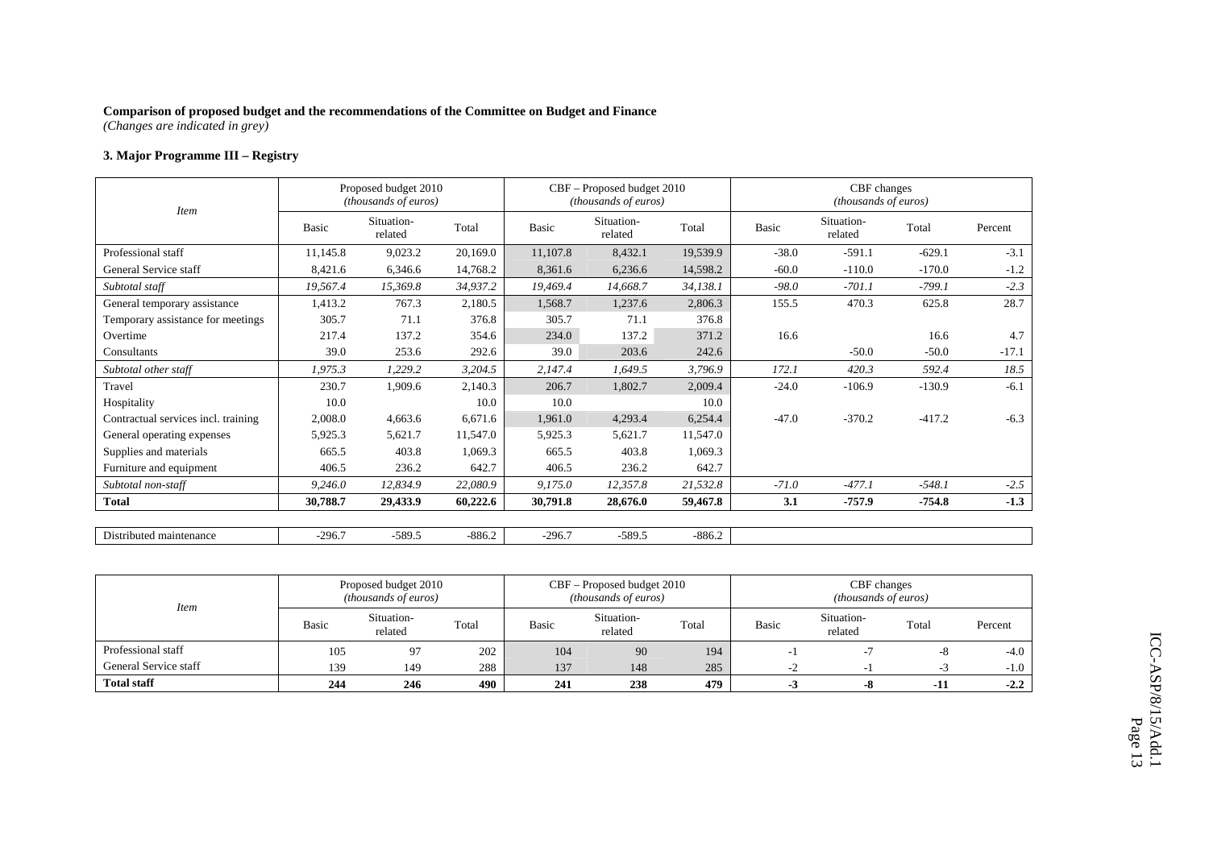**Comparison of proposed budget and the recommendations of the Committee on Budget and Finance**
*(Changes are indicated in grey)*

### 3. Major Programme III – Registry

| *Item* | Proposed budget 2010 *(thousands of euros)* | | | CBF – Proposed budget 2010 *(thousands of euros)* | | | CBF changes *(thousands of euros)* | | | |
|---|---|---|---|---|---|---|---|---|---|---|
| | Basic | Situation-related | Total | Basic | Situation-related | Total | Basic | Situation-related | Total | Percent |
| Professional staff | 11,145.8 | 9,023.2 | 20,169.0 | 11,107.8 | 8,432.1 | 19,539.9 | -38.0 | -591.1 | -629.1 | -3.1 |
| General Service staff | 8,421.6 | 6,346.6 | 14,768.2 | 8,361.6 | 6,236.6 | 14,598.2 | -60.0 | -110.0 | -170.0 | -1.2 |
| *Subtotal staff* | *19,567.4* | *15,369.8* | *34,937.2* | *19,469.4* | *14,668.7* | *34,138.1* | *-98.0* | *-701.1* | *-799.1* | *-2.3* |
| General temporary assistance | 1,413.2 | 767.3 | 2,180.5 | 1,568.7 | 1,237.6 | 2,806.3 | 155.5 | 470.3 | 625.8 | 28.7 |
| Temporary assistance for meetings | 305.7 | 71.1 | 376.8 | 305.7 | 71.1 | 376.8 | | | | |
| Overtime | 217.4 | 137.2 | 354.6 | 234.0 | 137.2 | 371.2 | 16.6 | | 16.6 | 4.7 |
| Consultants | 39.0 | 253.6 | 292.6 | 39.0 | 203.6 | 242.6 | | -50.0 | -50.0 | -17.1 |
| *Subtotal other staff* | *1,975.3* | *1,229.2* | *3,204.5* | *2,147.4* | *1,649.5* | *3,796.9* | *172.1* | *420.3* | *592.4* | *18.5* |
| Travel | 230.7 | 1,909.6 | 2,140.3 | 206.7 | 1,802.7 | 2,009.4 | -24.0 | -106.9 | -130.9 | -6.1 |
| Hospitality | 10.0 | | 10.0 | 10.0 | | 10.0 | | | | |
| Contractual services incl. training | 2,008.0 | 4,663.6 | 6,671.6 | 1,961.0 | 4,293.4 | 6,254.4 | -47.0 | -370.2 | -417.2 | -6.3 |
| General operating expenses | 5,925.3 | 5,621.7 | 11,547.0 | 5,925.3 | 5,621.7 | 11,547.0 | | | | |
| Supplies and materials | 665.5 | 403.8 | 1,069.3 | 665.5 | 403.8 | 1,069.3 | | | | |
| Furniture and equipment | 406.5 | 236.2 | 642.7 | 406.5 | 236.2 | 642.7 | | | | |
| *Subtotal non-staff* | *9,246.0* | *12,834.9* | *22,080.9* | *9,175.0* | *12,357.8* | *21,532.8* | *-71.0* | *-477.1* | *-548.1* | *-2.5* |
| **Total** | **30,788.7** | **29,433.9** | **60,222.6** | **30,791.8** | **28,676.0** | **59,467.8** | **3.1** | **-757.9** | **-754.8** | **-1.3** |
| | | | | | | | | | | |
| Distributed maintenance | -296.7 | -589.5 | -886.2 | -296.7 | -589.5 | -886.2 | | | | |

| *Item* | Proposed budget 2010 *(thousands of euros)* | | | CBF – Proposed budget 2010 *(thousands of euros)* | | | CBF changes *(thousands of euros)* | | | |
|---|---|---|---|---|---|---|---|---|---|---|
| | Basic | Situation-related | Total | Basic | Situation-related | Total | Basic | Situation-related | Total | Percent |
| Professional staff | 105 | 97 | 202 | 104 | 90 | 194 | -1 | -7 | -8 | -4.0 |
| General Service staff | 139 | 149 | 288 | 137 | 148 | 285 | -2 | -1 | -3 | -1.0 |
| **Total staff** | **244** | **246** | **490** | **241** | **238** | **479** | **-3** | **-8** | **-11** | **-2.2** |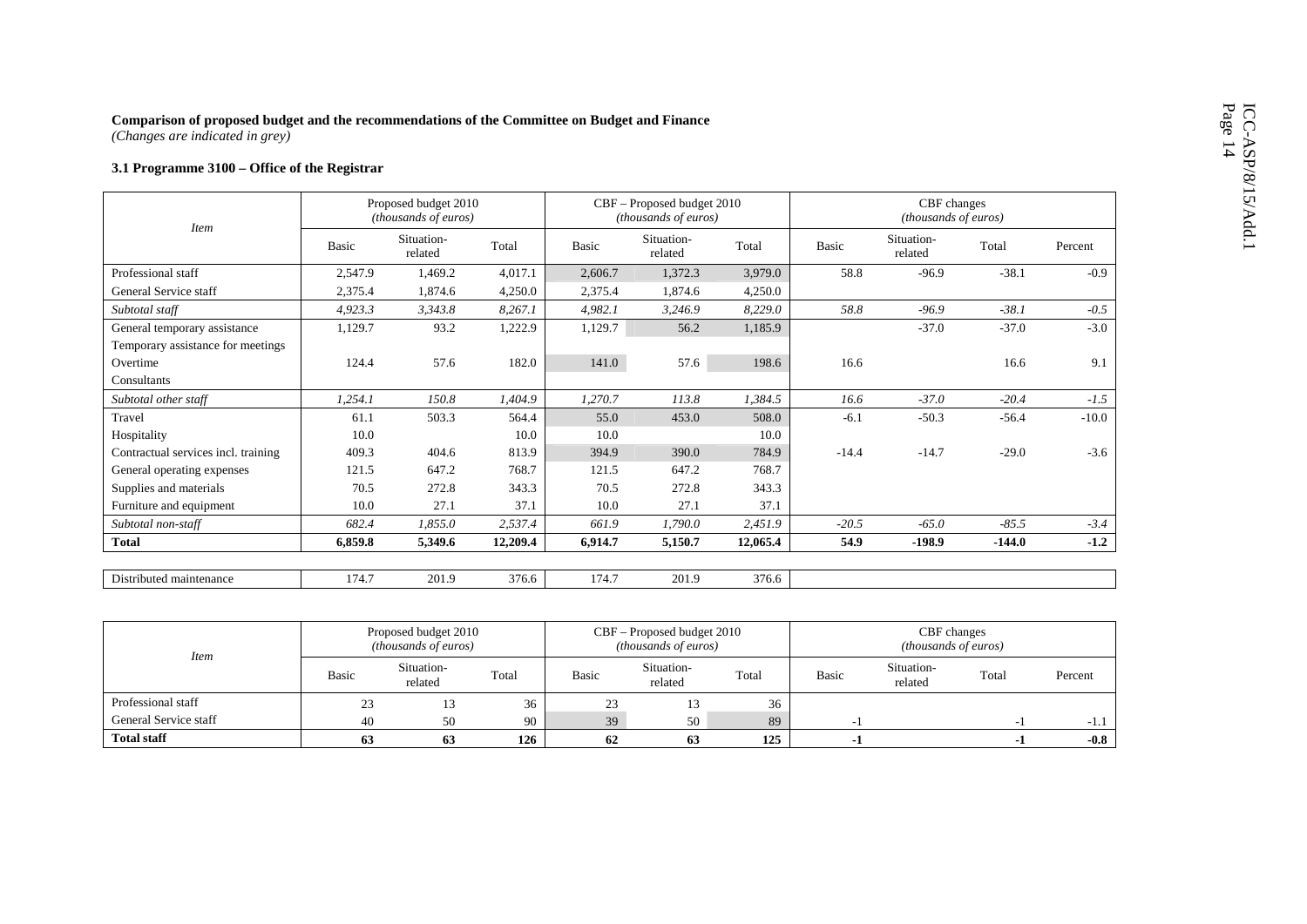**Comparison of proposed budget and the recommendations of the Committee on Budget and Finance**
*(Changes are indicated in grey)*

**3.1 Programme 3100 – Office of the Registrar**

| *Item* | Proposed budget 2010 *(thousands of euros)* | | | CBF – Proposed budget 2010 *(thousands of euros)* | | | CBF changes *(thousands of euros)* | | | |
|---|---|---|---|---|---|---|---|---|---|---|
| | Basic | Situation-related | Total | Basic | Situation-related | Total | Basic | Situation-related | Total | Percent |
| Professional staff | 2,547.9 | 1,469.2 | 4,017.1 | 2,606.7 | 1,372.3 | 3,979.0 | 58.8 | -96.9 | -38.1 | -0.9 |
| General Service staff | 2,375.4 | 1,874.6 | 4,250.0 | 2,375.4 | 1,874.6 | 4,250.0 | | | | |
| *Subtotal staff* | *4,923.3* | *3,343.8* | *8,267.1* | *4,982.1* | *3,246.9* | *8,229.0* | *58.8* | *-96.9* | *-38.1* | *-0.5* |
| General temporary assistance | 1,129.7 | 93.2 | 1,222.9 | 1,129.7 | 56.2 | 1,185.9 | | -37.0 | -37.0 | -3.0 |
| Temporary assistance for meetings | | | | | | | | | | |
| Overtime | 124.4 | 57.6 | 182.0 | 141.0 | 57.6 | 198.6 | 16.6 | | 16.6 | 9.1 |
| Consultants | | | | | | | | | | |
| *Subtotal other staff* | *1,254.1* | *150.8* | *1,404.9* | *1,270.7* | *113.8* | *1,384.5* | *16.6* | *-37.0* | *-20.4* | *-1.5* |
| Travel | 61.1 | 503.3 | 564.4 | 55.0 | 453.0 | 508.0 | -6.1 | -50.3 | -56.4 | -10.0 |
| Hospitality | 10.0 | | 10.0 | 10.0 | | 10.0 | | | | |
| Contractual services incl. training | 409.3 | 404.6 | 813.9 | 394.9 | 390.0 | 784.9 | -14.4 | -14.7 | -29.0 | -3.6 |
| General operating expenses | 121.5 | 647.2 | 768.7 | 121.5 | 647.2 | 768.7 | | | | |
| Supplies and materials | 70.5 | 272.8 | 343.3 | 70.5 | 272.8 | 343.3 | | | | |
| Furniture and equipment | 10.0 | 27.1 | 37.1 | 10.0 | 27.1 | 37.1 | | | | |
| *Subtotal non-staff* | *682.4* | *1,855.0* | *2,537.4* | *661.9* | *1,790.0* | *2,451.9* | *-20.5* | *-65.0* | *-85.5* | *-3.4* |
| **Total** | **6,859.8** | **5,349.6** | **12,209.4** | **6,914.7** | **5,150.7** | **12,065.4** | **54.9** | **-198.9** | **-144.0** | **-1.2** |
| | | | | | | | | | | |
| Distributed maintenance | 174.7 | 201.9 | 376.6 | 174.7 | 201.9 | 376.6 | | | | |

| *Item* | Proposed budget 2010 *(thousands of euros)* | | | CBF – Proposed budget 2010 *(thousands of euros)* | | | CBF changes *(thousands of euros)* | | | |
|---|---|---|---|---|---|---|---|---|---|---|
| | Basic | Situation-related | Total | Basic | Situation-related | Total | Basic | Situation-related | Total | Percent |
| Professional staff | 23 | 13 | 36 | 23 | 13 | 36 | | | | |
| General Service staff | 40 | 50 | 90 | 39 | 50 | 89 | -1 | | -1 | -1.1 |
| **Total staff** | **63** | **63** | **126** | **62** | **63** | **125** | **-1** | | **-1** | **-0.8** |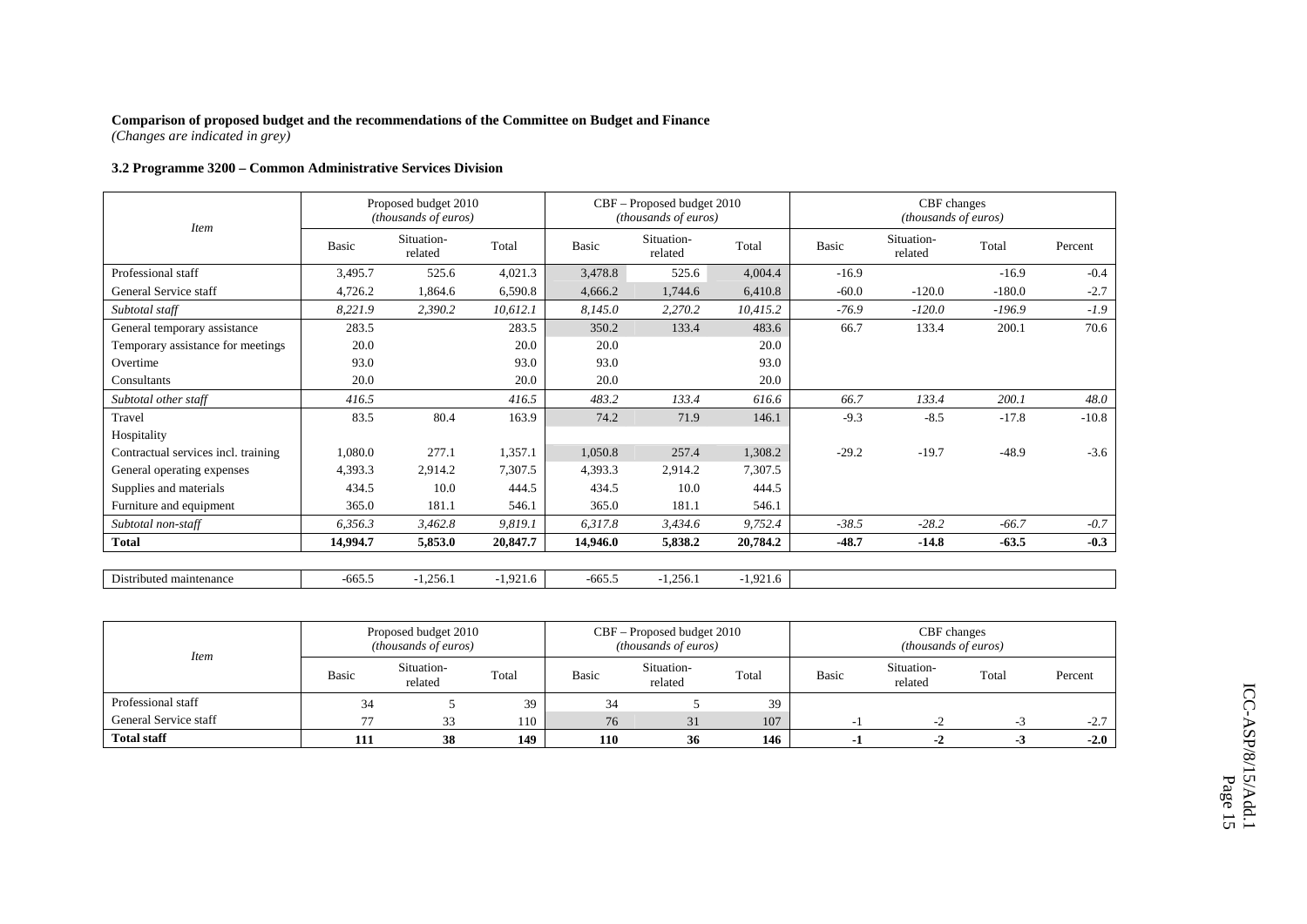**Comparison of proposed budget and the recommendations of the Committee on Budget and Finance**
*(Changes are indicated in grey)*

**3.2 Programme 3200 – Common Administrative Services Division**

| *Item* | Proposed budget 2010 *(thousands of euros)* | | | CBF – Proposed budget 2010 *(thousands of euros)* | | | CBF changes *(thousands of euros)* | | | |
|---|---|---|---|---|---|---|---|---|---|---|
| | Basic | Situation-related | Total | Basic | Situation-related | Total | Basic | Situation-related | Total | Percent |
| Professional staff | 3,495.7 | 525.6 | 4,021.3 | 3,478.8 | 525.6 | 4,004.4 | -16.9 | | -16.9 | -0.4 |
| General Service staff | 4,726.2 | 1,864.6 | 6,590.8 | 4,666.2 | 1,744.6 | 6,410.8 | -60.0 | -120.0 | -180.0 | -2.7 |
| *Subtotal staff* | *8,221.9* | *2,390.2* | *10,612.1* | *8,145.0* | *2,270.2* | *10,415.2* | *-76.9* | *-120.0* | *-196.9* | *-1.9* |
| General temporary assistance | 283.5 | | 283.5 | 350.2 | 133.4 | 483.6 | 66.7 | 133.4 | 200.1 | 70.6 |
| Temporary assistance for meetings | 20.0 | | 20.0 | 20.0 | | 20.0 | | | | |
| Overtime | 93.0 | | 93.0 | 93.0 | | 93.0 | | | | |
| Consultants | 20.0 | | 20.0 | 20.0 | | 20.0 | | | | |
| *Subtotal other staff* | *416.5* | | *416.5* | *483.2* | *133.4* | *616.6* | *66.7* | *133.4* | *200.1* | *48.0* |
| Travel | 83.5 | 80.4 | 163.9 | 74.2 | 71.9 | 146.1 | -9.3 | -8.5 | -17.8 | -10.8 |
| Hospitality | | | | | | | | | | |
| Contractual services incl. training | 1,080.0 | 277.1 | 1,357.1 | 1,050.8 | 257.4 | 1,308.2 | -29.2 | -19.7 | -48.9 | -3.6 |
| General operating expenses | 4,393.3 | 2,914.2 | 7,307.5 | 4,393.3 | 2,914.2 | 7,307.5 | | | | |
| Supplies and materials | 434.5 | 10.0 | 444.5 | 434.5 | 10.0 | 444.5 | | | | |
| Furniture and equipment | 365.0 | 181.1 | 546.1 | 365.0 | 181.1 | 546.1 | | | | |
| *Subtotal non-staff* | *6,356.3* | *3,462.8* | *9,819.1* | *6,317.8* | *3,434.6* | *9,752.4* | *-38.5* | *-28.2* | *-66.7* | *-0.7* |
| **Total** | **14,994.7** | **5,853.0** | **20,847.7** | **14,946.0** | **5,838.2** | **20,784.2** | **-48.7** | **-14.8** | **-63.5** | **-0.3** |
| | | | | | | | | | | |
| Distributed maintenance | -665.5 | -1,256.1 | -1,921.6 | -665.5 | -1,256.1 | -1,921.6 | | | | |

| *Item* | Proposed budget 2010 *(thousands of euros)* | | | CBF – Proposed budget 2010 *(thousands of euros)* | | | CBF changes *(thousands of euros)* | | | |
|---|---|---|---|---|---|---|---|---|---|---|
| | Basic | Situation-related | Total | Basic | Situation-related | Total | Basic | Situation-related | Total | Percent |
| Professional staff | 34 | 5 | 39 | 34 | 5 | 39 | | | | |
| General Service staff | 77 | 33 | 110 | 76 | 31 | 107 | -1 | -2 | -3 | -2.7 |
| **Total staff** | **111** | **38** | **149** | **110** | **36** | **146** | **-1** | **-2** | **-3** | **-2.0** |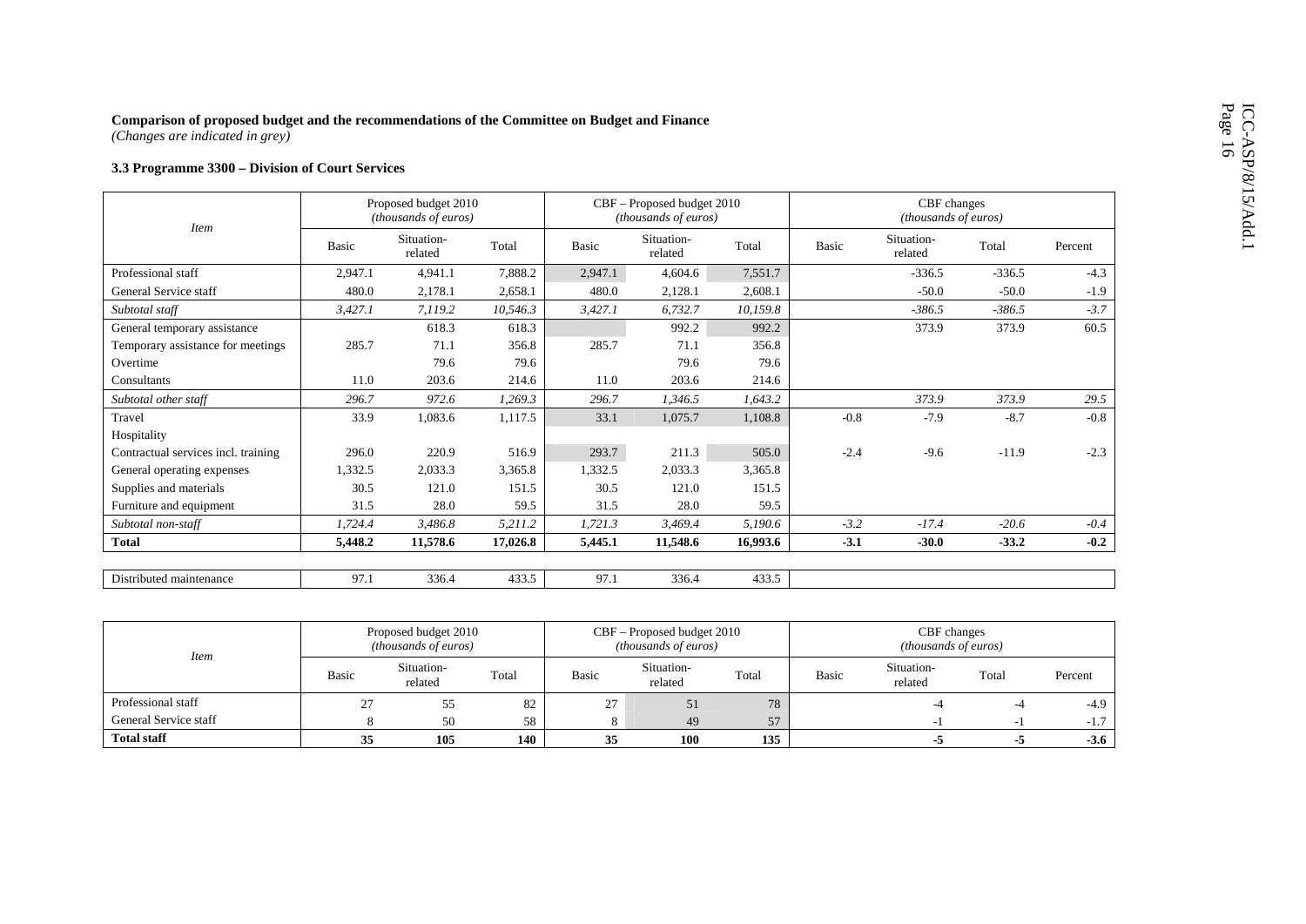**Comparison of proposed budget and the recommendations of the Committee on Budget and Finance**
*(Changes are indicated in grey)*

**3.3 Programme 3300 – Division of Court Services**

| *Item* | Proposed budget 2010 *(thousands of euros)* | | | CBF – Proposed budget 2010 *(thousands of euros)* | | | CBF changes *(thousands of euros)* | | | |
|---|---|---|---|---|---|---|---|---|---|---|
| | Basic | Situation-related | Total | Basic | Situation-related | Total | Basic | Situation-related | Total | Percent |
| Professional staff | 2,947.1 | 4,941.1 | 7,888.2 | 2,947.1 | 4,604.6 | 7,551.7 | | -336.5 | -336.5 | -4.3 |
| General Service staff | 480.0 | 2,178.1 | 2,658.1 | 480.0 | 2,128.1 | 2,608.1 | | -50.0 | -50.0 | -1.9 |
| *Subtotal staff* | *3,427.1* | *7,119.2* | *10,546.3* | *3,427.1* | *6,732.7* | *10,159.8* | | *-386.5* | *-386.5* | *-3.7* |
| General temporary assistance | | 618.3 | 618.3 | | 992.2 | 992.2 | | 373.9 | 373.9 | 60.5 |
| Temporary assistance for meetings | 285.7 | 71.1 | 356.8 | 285.7 | 71.1 | 356.8 | | | | |
| Overtime | | 79.6 | 79.6 | | 79.6 | 79.6 | | | | |
| Consultants | 11.0 | 203.6 | 214.6 | 11.0 | 203.6 | 214.6 | | | | |
| *Subtotal other staff* | *296.7* | *972.6* | *1,269.3* | *296.7* | *1,346.5* | *1,643.2* | | *373.9* | *373.9* | *29.5* |
| Travel | 33.9 | 1,083.6 | 1,117.5 | 33.1 | 1,075.7 | 1,108.8 | -0.8 | -7.9 | -8.7 | -0.8 |
| Hospitality | | | | | | | | | | |
| Contractual services incl. training | 296.0 | 220.9 | 516.9 | 293.7 | 211.3 | 505.0 | -2.4 | -9.6 | -11.9 | -2.3 |
| General operating expenses | 1,332.5 | 2,033.3 | 3,365.8 | 1,332.5 | 2,033.3 | 3,365.8 | | | | |
| Supplies and materials | 30.5 | 121.0 | 151.5 | 30.5 | 121.0 | 151.5 | | | | |
| Furniture and equipment | 31.5 | 28.0 | 59.5 | 31.5 | 28.0 | 59.5 | | | | |
| *Subtotal non-staff* | *1,724.4* | *3,486.8* | *5,211.2* | *1,721.3* | *3,469.4* | *5,190.6* | *-3.2* | *-17.4* | *-20.6* | *-0.4* |
| **Total** | **5,448.2** | **11,578.6** | **17,026.8** | **5,445.1** | **11,548.6** | **16,993.6** | **-3.1** | **-30.0** | **-33.2** | **-0.2** |

| Distributed maintenance | 97.1 | 336.4 | 433.5 | 97.1 | 336.4 | 433.5 |
|---|---|---|---|---|---|---|

| *Item* | Proposed budget 2010 *(thousands of euros)* | | | CBF – Proposed budget 2010 *(thousands of euros)* | | | CBF changes *(thousands of euros)* | | | |
|---|---|---|---|---|---|---|---|---|---|---|
| | Basic | Situation-related | Total | Basic | Situation-related | Total | Basic | Situation-related | Total | Percent |
| Professional staff | 27 | 55 | 82 | 27 | 51 | 78 | | -4 | -4 | -4.9 |
| General Service staff | 8 | 50 | 58 | 8 | 49 | 57 | | -1 | -1 | -1.7 |
| **Total staff** | **35** | **105** | **140** | **35** | **100** | **135** | | **-5** | **-5** | **-3.6** |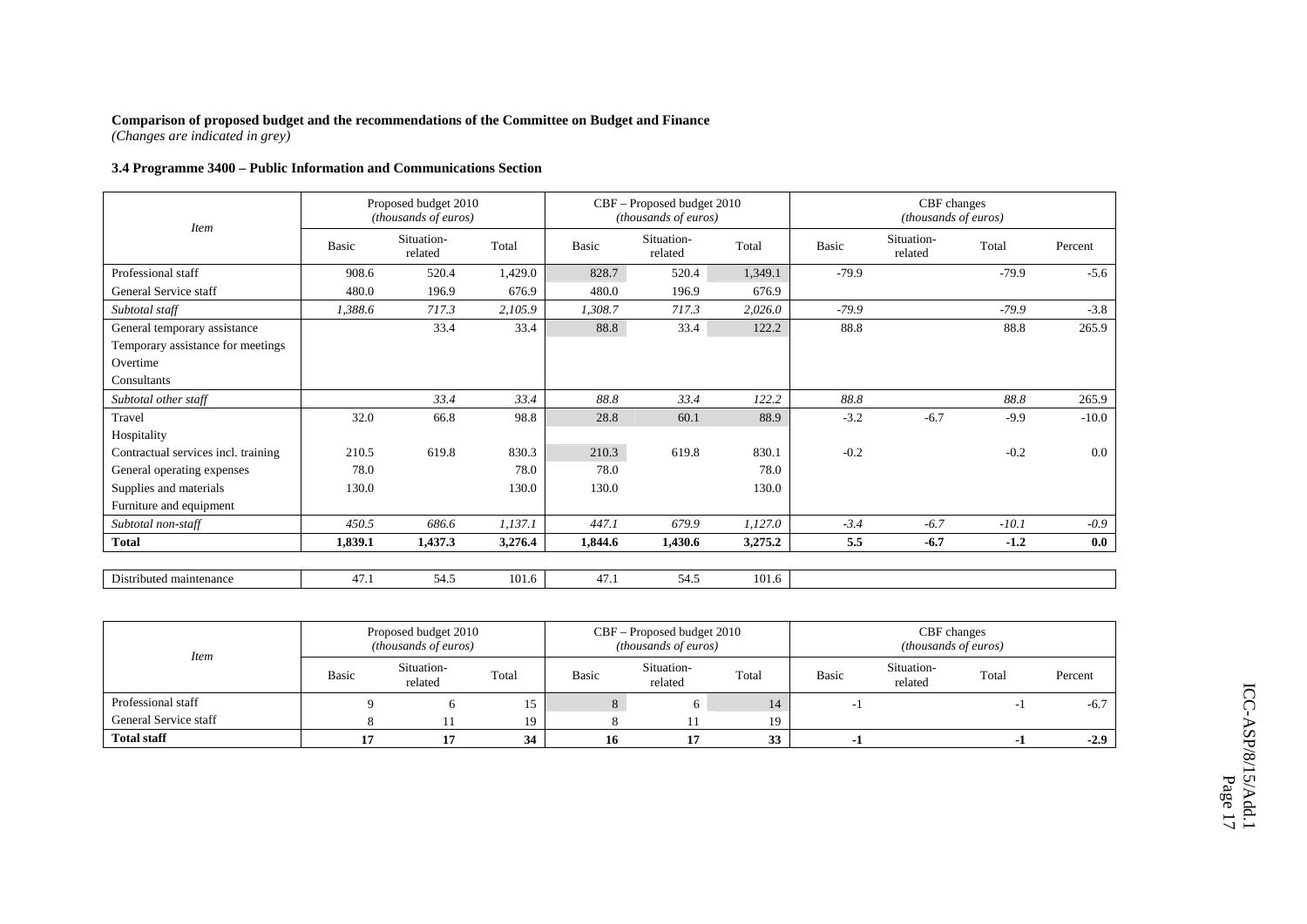**Comparison of proposed budget and the recommendations of the Committee on Budget and Finance**
*(Changes are indicated in grey)*

**3.4 Programme 3400 – Public Information and Communications Section**

| *Item* | Proposed budget 2010 *(thousands of euros)* | | | CBF – Proposed budget 2010 *(thousands of euros)* | | | CBF changes *(thousands of euros)* | | | |
|---|---|---|---|---|---|---|---|---|---|---|
| | Basic | Situation-related | Total | Basic | Situation-related | Total | Basic | Situation-related | Total | Percent |
| Professional staff | 908.6 | 520.4 | 1,429.0 | 828.7 | 520.4 | 1,349.1 | -79.9 | | -79.9 | -5.6 |
| General Service staff | 480.0 | 196.9 | 676.9 | 480.0 | 196.9 | 676.9 | | | | |
| *Subtotal staff* | *1,388.6* | *717.3* | *2,105.9* | *1,308.7* | *717.3* | *2,026.0* | *-79.9* | | *-79.9* | *-3.8* |
| General temporary assistance | | 33.4 | 33.4 | 88.8 | 33.4 | 122.2 | 88.8 | | 88.8 | 265.9 |
| Temporary assistance for meetings | | | | | | | | | | |
| Overtime | | | | | | | | | | |
| Consultants | | | | | | | | | | |
| *Subtotal other staff* | | *33.4* | *33.4* | *88.8* | *33.4* | *122.2* | *88.8* | | *88.8* | *265.9* |
| Travel | 32.0 | 66.8 | 98.8 | 28.8 | 60.1 | 88.9 | -3.2 | -6.7 | -9.9 | -10.0 |
| Hospitality | | | | | | | | | | |
| Contractual services incl. training | 210.5 | 619.8 | 830.3 | 210.3 | 619.8 | 830.1 | -0.2 | | -0.2 | 0.0 |
| General operating expenses | 78.0 | | 78.0 | 78.0 | | 78.0 | | | | |
| Supplies and materials | 130.0 | | 130.0 | 130.0 | | 130.0 | | | | |
| Furniture and equipment | | | | | | | | | | |
| *Subtotal non-staff* | *450.5* | *686.6* | *1,137.1* | *447.1* | *679.9* | *1,127.0* | *-3.4* | *-6.7* | *-10.1* | *-0.9* |
| **Total** | **1,839.1** | **1,437.3** | **3,276.4** | **1,844.6** | **1,430.6** | **3,275.2** | **5.5** | **-6.7** | **-1.2** | **0.0** |
| | | | | | | | | | | |
| Distributed maintenance | 47.1 | 54.5 | 101.6 | 47.1 | 54.5 | 101.6 | | | | |

| *Item* | Proposed budget 2010 *(thousands of euros)* | | | CBF – Proposed budget 2010 *(thousands of euros)* | | | CBF changes *(thousands of euros)* | | | |
|---|---|---|---|---|---|---|---|---|---|---|
| | Basic | Situation-related | Total | Basic | Situation-related | Total | Basic | Situation-related | Total | Percent |
| Professional staff | 9 | 6 | 15 | 8 | 6 | 14 | -1 | | -1 | -6.7 |
| General Service staff | 8 | 11 | 19 | 8 | 11 | 19 | | | | |
| **Total staff** | **17** | **17** | **34** | **16** | **17** | **33** | **-1** | | **-1** | **-2.9** |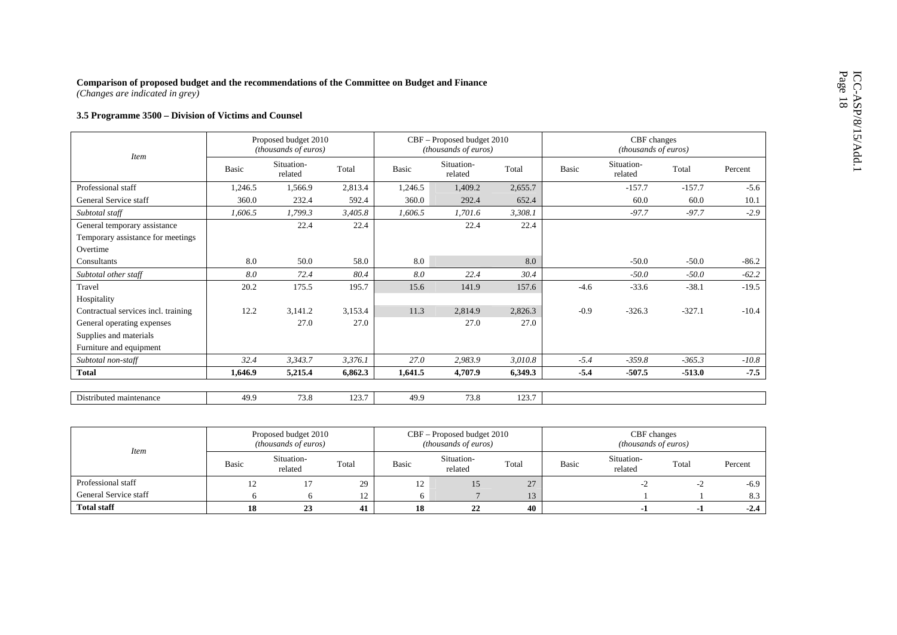**Comparison of proposed budget and the recommendations of the Committee on Budget and Finance**
*(Changes are indicated in grey)*

**3.5 Programme 3500 – Division of Victims and Counsel**

| *Item* | Proposed budget 2010 *(thousands of euros)* | | | CBF – Proposed budget 2010 *(thousands of euros)* | | | CBF changes *(thousands of euros)* | | | |
|---|---|---|---|---|---|---|---|---|---|---|
| | Basic | Situation-related | Total | Basic | Situation-related | Total | Basic | Situation-related | Total | Percent |
| Professional staff | 1,246.5 | 1,566.9 | 2,813.4 | 1,246.5 | 1,409.2 | 2,655.7 | | -157.7 | -157.7 | -5.6 |
| General Service staff | 360.0 | 232.4 | 592.4 | 360.0 | 292.4 | 652.4 | | 60.0 | 60.0 | 10.1 |
| *Subtotal staff* | *1,606.5* | *1,799.3* | *3,405.8* | *1,606.5* | *1,701.6* | *3,308.1* | | *-97.7* | *-97.7* | *-2.9* |
| General temporary assistance | | 22.4 | 22.4 | | 22.4 | 22.4 | | | | |
| Temporary assistance for meetings | | | | | | | | | | |
| Overtime | | | | | | | | | | |
| Consultants | 8.0 | 50.0 | 58.0 | 8.0 | | 8.0 | | -50.0 | -50.0 | -86.2 |
| *Subtotal other staff* | *8.0* | *72.4* | *80.4* | *8.0* | *22.4* | *30.4* | | *-50.0* | *-50.0* | *-62.2* |
| Travel | 20.2 | 175.5 | 195.7 | 15.6 | 141.9 | 157.6 | -4.6 | -33.6 | -38.1 | -19.5 |
| Hospitality | | | | | | | | | | |
| Contractual services incl. training | 12.2 | 3,141.2 | 3,153.4 | 11.3 | 2,814.9 | 2,826.3 | -0.9 | -326.3 | -327.1 | -10.4 |
| General operating expenses | | 27.0 | 27.0 | | 27.0 | 27.0 | | | | |
| Supplies and materials | | | | | | | | | | |
| Furniture and equipment | | | | | | | | | | |
| *Subtotal non-staff* | *32.4* | *3,343.7* | *3,376.1* | *27.0* | *2,983.9* | *3,010.8* | *-5.4* | *-359.8* | *-365.3* | *-10.8* |
| **Total** | **1,646.9** | **5,215.4** | **6,862.3** | **1,641.5** | **4,707.9** | **6,349.3** | **-5.4** | **-507.5** | **-513.0** | **-7.5** |
| Distributed maintenance | 49.9 | 73.8 | 123.7 | 49.9 | 73.8 | 123.7 | | | | |

| *Item* | Proposed budget 2010 *(thousands of euros)* | | | CBF – Proposed budget 2010 *(thousands of euros)* | | | CBF changes *(thousands of euros)* | | | |
|---|---|---|---|---|---|---|---|---|---|---|
| | Basic | Situation-related | Total | Basic | Situation-related | Total | Basic | Situation-related | Total | Percent |
| Professional staff | 12 | 17 | 29 | 12 | 15 | 27 | | -2 | -2 | -6.9 |
| General Service staff | 6 | 6 | 12 | 6 | 7 | 13 | | 1 | 1 | 8.3 |
| **Total staff** | **18** | **23** | **41** | **18** | **22** | **40** | | **-1** | **-1** | **-2.4** |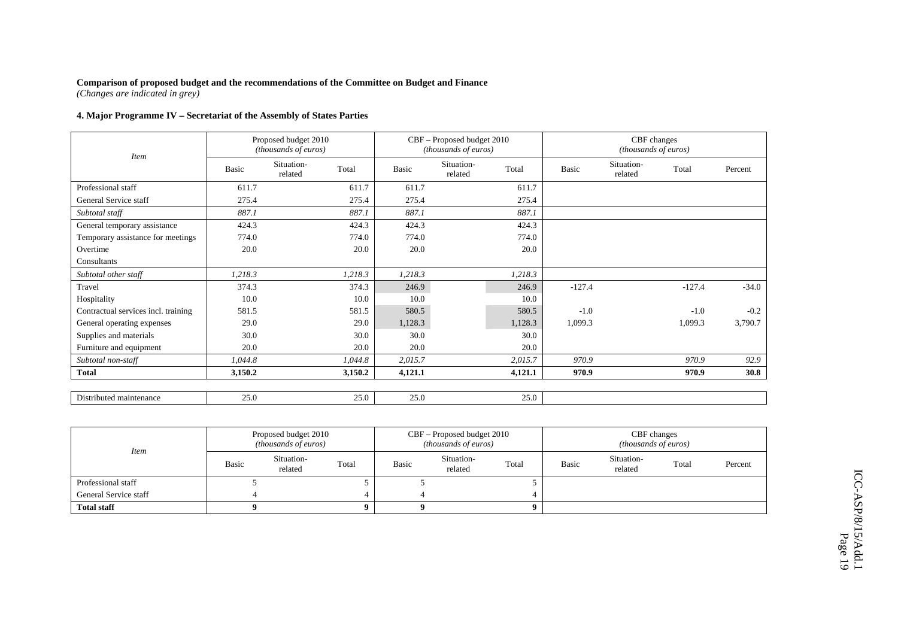**Comparison of proposed budget and the recommendations of the Committee on Budget and Finance**
*(Changes are indicated in grey)*

**4. Major Programme IV – Secretariat of the Assembly of States Parties**

| *Item* | Proposed budget 2010 *(thousands of euros)* | | | CBF – Proposed budget 2010 *(thousands of euros)* | | | CBF changes *(thousands of euros)* | | | |
|---|---|---|---|---|---|---|---|---|---|---|
| | Basic | Situation-related | Total | Basic | Situation-related | Total | Basic | Situation-related | Total | Percent |
| Professional staff | 611.7 | | 611.7 | 611.7 | | 611.7 | | | | |
| General Service staff | 275.4 | | 275.4 | 275.4 | | 275.4 | | | | |
| *Subtotal staff* | *887.1* | | *887.1* | *887.1* | | *887.1* | | | | |
| General temporary assistance | 424.3 | | 424.3 | 424.3 | | 424.3 | | | | |
| Temporary assistance for meetings | 774.0 | | 774.0 | 774.0 | | 774.0 | | | | |
| Overtime | 20.0 | | 20.0 | 20.0 | | 20.0 | | | | |
| Consultants | | | | | | | | | | |
| *Subtotal other staff* | *1,218.3* | | *1,218.3* | *1,218.3* | | *1,218.3* | | | | |
| Travel | 374.3 | | 374.3 | 246.9 | | 246.9 | -127.4 | | -127.4 | -34.0 |
| Hospitality | 10.0 | | 10.0 | 10.0 | | 10.0 | | | | |
| Contractual services incl. training | 581.5 | | 581.5 | 580.5 | | 580.5 | -1.0 | | -1.0 | -0.2 |
| General operating expenses | 29.0 | | 29.0 | 1,128.3 | | 1,128.3 | 1,099.3 | | 1,099.3 | 3,790.7 |
| Supplies and materials | 30.0 | | 30.0 | 30.0 | | 30.0 | | | | |
| Furniture and equipment | 20.0 | | 20.0 | 20.0 | | 20.0 | | | | |
| *Subtotal non-staff* | *1,044.8* | | *1,044.8* | *2,015.7* | | *2,015.7* | *970.9* | | *970.9* | *92.9* |
| **Total** | **3,150.2** | | **3,150.2** | **4,121.1** | | **4,121.1** | **970.9** | | **970.9** | **30.8** |
| | | | | | | | | | | |
| Distributed maintenance | 25.0 | | 25.0 | 25.0 | | 25.0 | | | | |

| *Item* | Proposed budget 2010 *(thousands of euros)* | | | CBF – Proposed budget 2010 *(thousands of euros)* | | | CBF changes *(thousands of euros)* | | | |
|---|---|---|---|---|---|---|---|---|---|---|
| | Basic | Situation-related | Total | Basic | Situation-related | Total | Basic | Situation-related | Total | Percent |
| Professional staff | 5 | | 5 | 5 | | 5 | | | | |
| General Service staff | 4 | | 4 | 4 | | 4 | | | | |
| **Total staff** | **9** | | **9** | **9** | | **9** | | | | |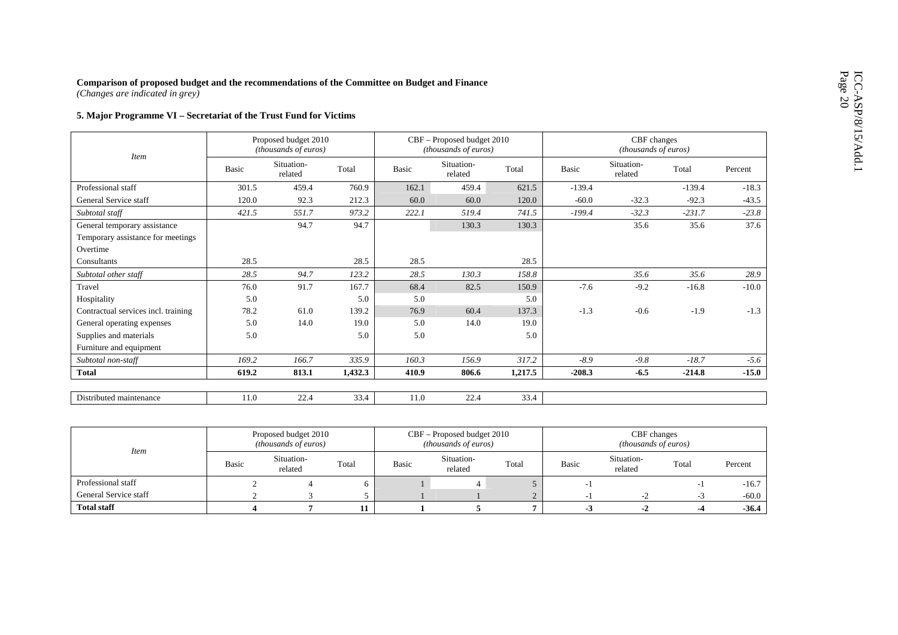**Comparison of proposed budget and the recommendations of the Committee on Budget and Finance**
*(Changes are indicated in grey)*

**5. Major Programme VI – Secretariat of the Trust Fund for Victims**

| *Item* | Proposed budget 2010 *(thousands of euros)* | | | CBF – Proposed budget 2010 *(thousands of euros)* | | | CBF changes *(thousands of euros)* | | | |
|---|---|---|---|---|---|---|---|---|---|---|
| | Basic | Situation-related | Total | Basic | Situation-related | Total | Basic | Situation-related | Total | Percent |
| Professional staff | 301.5 | 459.4 | 760.9 | 162.1 | 459.4 | 621.5 | -139.4 | | -139.4 | -18.3 |
| General Service staff | 120.0 | 92.3 | 212.3 | 60.0 | 60.0 | 120.0 | -60.0 | -32.3 | -92.3 | -43.5 |
| *Subtotal staff* | *421.5* | *551.7* | *973.2* | *222.1* | *519.4* | *741.5* | *-199.4* | *-32.3* | *-231.7* | *-23.8* |
| General temporary assistance | | 94.7 | 94.7 | | 130.3 | 130.3 | | 35.6 | 35.6 | 37.6 |
| Temporary assistance for meetings | | | | | | | | | | |
| Overtime | | | | | | | | | | |
| Consultants | 28.5 | | 28.5 | 28.5 | | 28.5 | | | | |
| *Subtotal other staff* | *28.5* | *94.7* | *123.2* | *28.5* | *130.3* | *158.8* | | *35.6* | *35.6* | *28.9* |
| Travel | 76.0 | 91.7 | 167.7 | 68.4 | 82.5 | 150.9 | -7.6 | -9.2 | -16.8 | -10.0 |
| Hospitality | 5.0 | | 5.0 | 5.0 | | 5.0 | | | | |
| Contractual services incl. training | 78.2 | 61.0 | 139.2 | 76.9 | 60.4 | 137.3 | -1.3 | -0.6 | -1.9 | -1.3 |
| General operating expenses | 5.0 | 14.0 | 19.0 | 5.0 | 14.0 | 19.0 | | | | |
| Supplies and materials | 5.0 | | 5.0 | 5.0 | | 5.0 | | | | |
| Furniture and equipment | | | | | | | | | | |
| *Subtotal non-staff* | *169.2* | *166.7* | *335.9* | *160.3* | *156.9* | *317.2* | *-8.9* | *-9.8* | *-18.7* | *-5.6* |
| **Total** | **619.2** | **813.1** | **1,432.3** | **410.9** | **806.6** | **1,217.5** | **-208.3** | **-6.5** | **-214.8** | **-15.0** |
| | | | | | | | | | | |
| Distributed maintenance | 11.0 | 22.4 | 33.4 | 11.0 | 22.4 | 33.4 | | | | |

| *Item* | Proposed budget 2010 *(thousands of euros)* | | | CBF – Proposed budget 2010 *(thousands of euros)* | | | CBF changes *(thousands of euros)* | | | |
|---|---|---|---|---|---|---|---|---|---|---|
| | Basic | Situation-related | Total | Basic | Situation-related | Total | Basic | Situation-related | Total | Percent |
| Professional staff | 2 | 4 | 6 | 1 | 4 | 5 | -1 | | -1 | -16.7 |
| General Service staff | 2 | 3 | 5 | 1 | 1 | 2 | -1 | -2 | -3 | -60.0 |
| **Total staff** | **4** | **7** | **11** | **1** | **5** | **7** | **-3** | **-2** | **-4** | **-36.4** |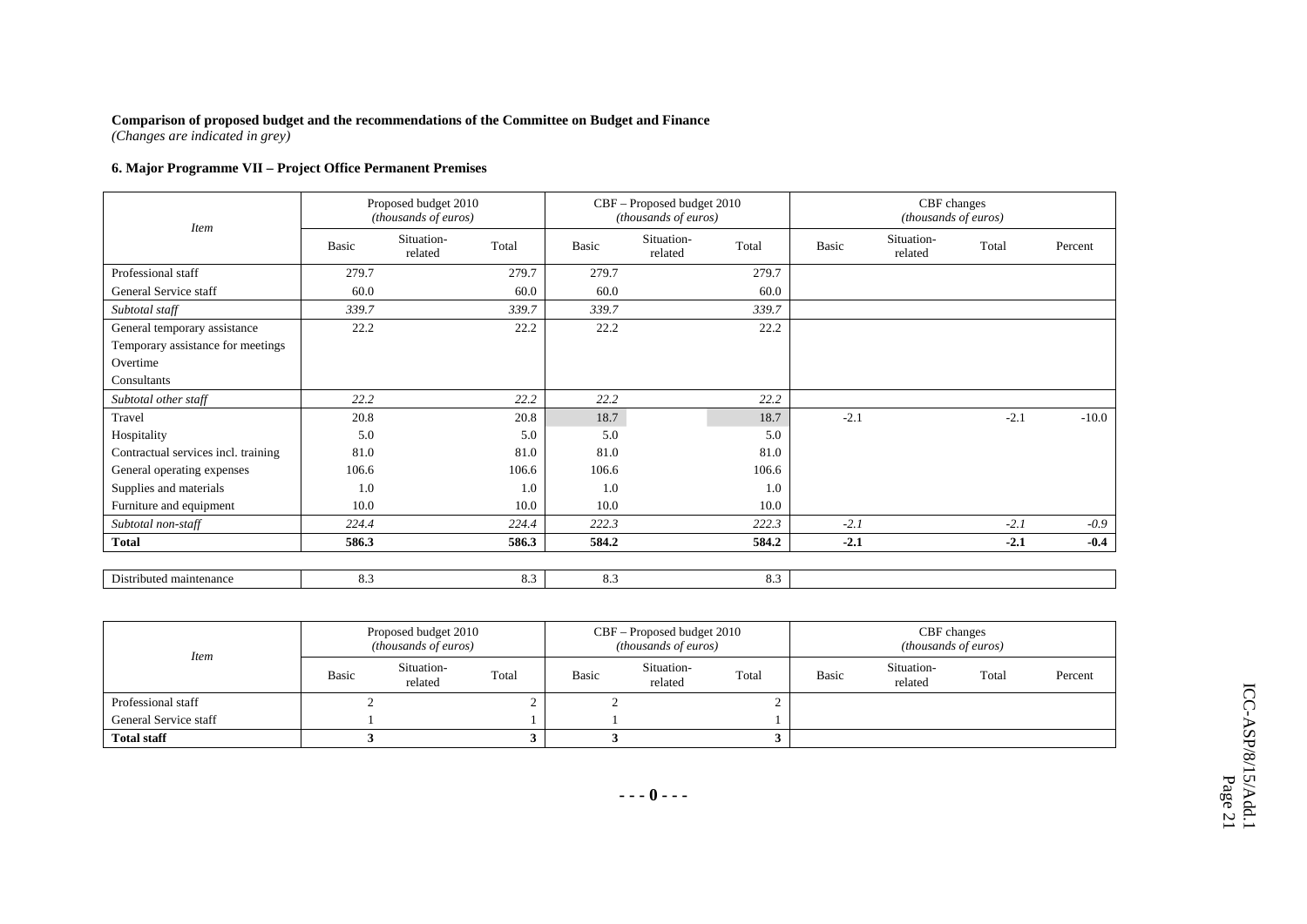**Comparison of proposed budget and the recommendations of the Committee on Budget and Finance**
*(Changes are indicated in grey)*

### 6. Major Programme VII – Project Office Permanent Premises

| *Item* | Proposed budget 2010 *(thousands of euros)* | | | CBF – Proposed budget 2010 *(thousands of euros)* | | | CBF changes *(thousands of euros)* | | | |
|---|---|---|---|---|---|---|---|---|---|---|
| | Basic | Situation-related | Total | Basic | Situation-related | Total | Basic | Situation-related | Total | Percent |
| Professional staff | 279.7 | | 279.7 | 279.7 | | 279.7 | | | | |
| General Service staff | 60.0 | | 60.0 | 60.0 | | 60.0 | | | | |
| *Subtotal staff* | *339.7* | | *339.7* | *339.7* | | *339.7* | | | | |
| General temporary assistance | 22.2 | | 22.2 | 22.2 | | 22.2 | | | | |
| Temporary assistance for meetings | | | | | | | | | | |
| Overtime | | | | | | | | | | |
| Consultants | | | | | | | | | | |
| *Subtotal other staff* | *22.2* | | *22.2* | *22.2* | | *22.2* | | | | |
| Travel | 20.8 | | 20.8 | 18.7 | | 18.7 | -2.1 | | -2.1 | -10.0 |
| Hospitality | 5.0 | | 5.0 | 5.0 | | 5.0 | | | | |
| Contractual services incl. training | 81.0 | | 81.0 | 81.0 | | 81.0 | | | | |
| General operating expenses | 106.6 | | 106.6 | 106.6 | | 106.6 | | | | |
| Supplies and materials | 1.0 | | 1.0 | 1.0 | | 1.0 | | | | |
| Furniture and equipment | 10.0 | | 10.0 | 10.0 | | 10.0 | | | | |
| *Subtotal non-staff* | *224.4* | | *224.4* | *222.3* | | *222.3* | *-2.1* | | *-2.1* | *-0.9* |
| **Total** | **586.3** | | **586.3** | **584.2** | | **584.2** | **-2.1** | | **-2.1** | **-0.4** |
| Distributed maintenance | 8.3 | | 8.3 | 8.3 | | 8.3 | | | | |

| *Item* | Proposed budget 2010 *(thousands of euros)* | | | CBF – Proposed budget 2010 *(thousands of euros)* | | | CBF changes *(thousands of euros)* | | | |
|---|---|---|---|---|---|---|---|---|---|---|
| | Basic | Situation-related | Total | Basic | Situation-related | Total | Basic | Situation-related | Total | Percent |
| Professional staff | 2 | | 2 | 2 | | 2 | | | | |
| General Service staff | 1 | | 1 | 1 | | 1 | | | | |
| **Total staff** | **3** | | **3** | **3** | | **3** | | | | |

**- - - 0 - - -**